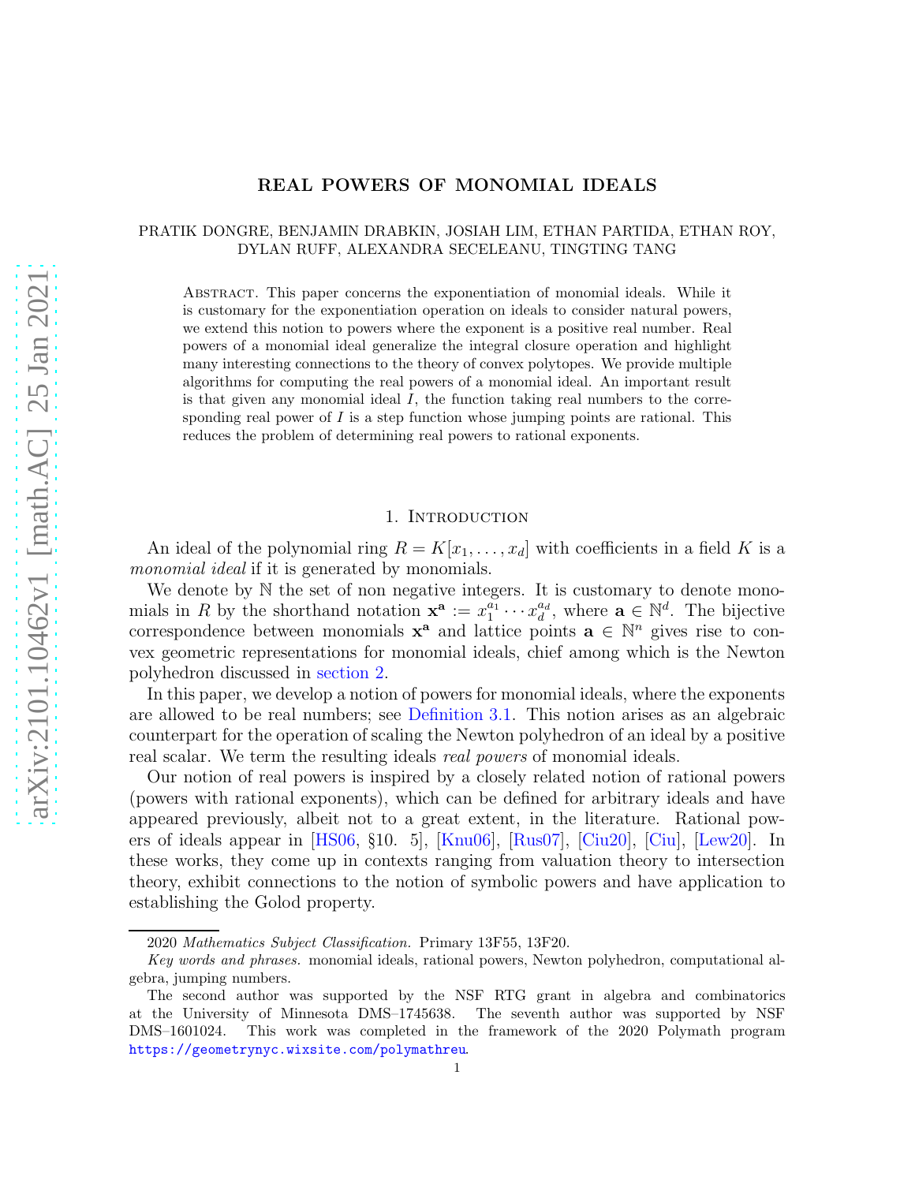# REAL POWERS OF MONOMIAL IDEALS

PRATIK DONGRE, BENJAMIN DRABKIN, JOSIAH LIM, ETHAN PARTIDA, ETHAN ROY, DYLAN RUFF, ALEXANDRA SECELEANU, TINGTING TANG

Abstract. This paper concerns the exponentiation of monomial ideals. While it is customary for the exponentiation operation on ideals to consider natural powers, we extend this notion to powers where the exponent is a positive real number. Real powers of a monomial ideal generalize the integral closure operation and highlight many interesting connections to the theory of convex polytopes. We provide multiple algorithms for computing the real powers of a monomial ideal. An important result is that given any monomial ideal $I$, the function taking real numbers to the corresponding real power of $I$ is a step function whose jumping points are rational. This reduces the problem of determining real powers to rational exponents.

## 1. Introduction

An ideal of the polynomial ring $R = K[x_1, \dots, x_d]$ with coefficients in a field $K$ is a *monomial ideal* if it is generated by monomials.

We denote by $\mathbb{N}$ the set of non negative integers. It is customary to denote monomials in $R$ by the shorthand notation $\mathbf{x}^{\mathbf{a}} := x_1^{a_1} \cdots x_d^{a_d}$, where $\mathbf{a} \in \mathbb{N}^d$. The bijective correspondence between monomials $\mathbf{x}^{\mathbf{a}}$ and lattice points $\mathbf{a} \in \mathbb{N}^n$ gives rise to convex geometric representations for monomial ideals, chief among which is the Newton polyhedron discussed in section 2.

In this paper, we develop a notion of powers for monomial ideals, where the exponents are allowed to be real numbers; see Definition 3.1. This notion arises as an algebraic counterpart for the operation of scaling the Newton polyhedron of an ideal by a positive real scalar. We term the resulting ideals *real powers* of monomial ideals.

Our notion of real powers is inspired by a closely related notion of rational powers (powers with rational exponents), which can be defined for arbitrary ideals and have appeared previously, albeit not to a great extent, in the literature. Rational powers of ideals appear in [HS06, §10. 5], [Knu06], [Rus07], [Ciu20], [Ciu], [Lew20]. In these works, they come up in contexts ranging from valuation theory to intersection theory, exhibit connections to the notion of symbolic powers and have application to establishing the Golod property.

2020 *Mathematics Subject Classification.* Primary 13F55, 13F20.

*Key words and phrases.* monomial ideals, rational powers, Newton polyhedron, computational algebra, jumping numbers.

The second author was supported by the NSF RTG grant in algebra and combinatorics at the University of Minnesota DMS–1745638. The seventh author was supported by NSF DMS–1601024. This work was completed in the framework of the 2020 Polymath program https://geometrynyc.wixsite.com/polymathreu.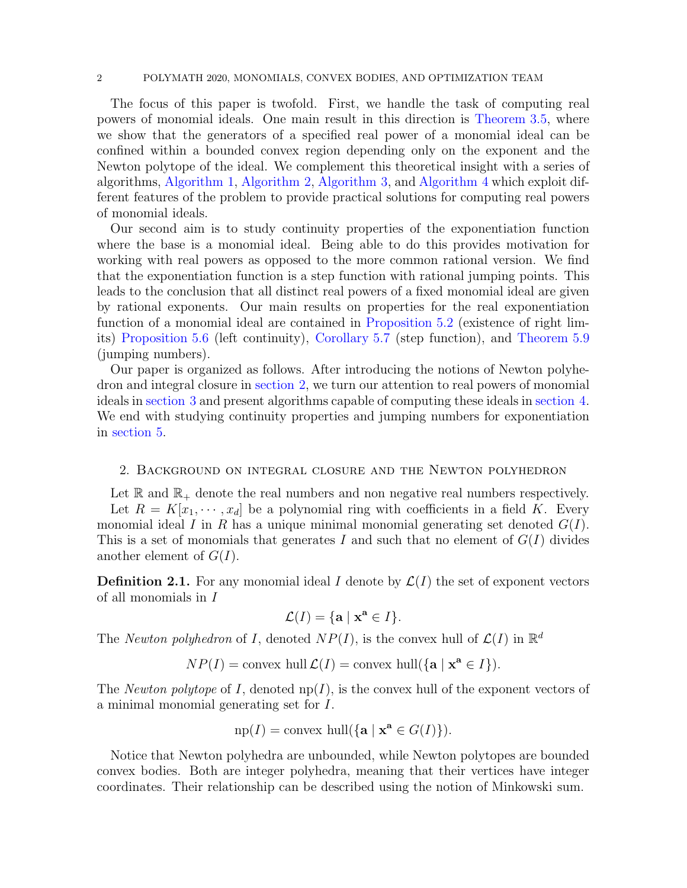The focus of this paper is twofold. First, we handle the task of computing real powers of monomial ideals. One main result in this direction is Theorem 3.5, where we show that the generators of a specified real power of a monomial ideal can be confined within a bounded convex region depending only on the exponent and the Newton polytope of the ideal. We complement this theoretical insight with a series of algorithms, Algorithm 1, Algorithm 2, Algorithm 3, and Algorithm 4 which exploit different features of the problem to provide practical solutions for computing real powers of monomial ideals.

Our second aim is to study continuity properties of the exponentiation function where the base is a monomial ideal. Being able to do this provides motivation for working with real powers as opposed to the more common rational version. We find that the exponentiation function is a step function with rational jumping points. This leads to the conclusion that all distinct real powers of a fixed monomial ideal are given by rational exponents. Our main results on properties for the real exponentiation function of a monomial ideal are contained in Proposition 5.2 (existence of right limits) Proposition 5.6 (left continuity), Corollary 5.7 (step function), and Theorem 5.9 (jumping numbers).

Our paper is organized as follows. After introducing the notions of Newton polyhedron and integral closure in section 2, we turn our attention to real powers of monomial ideals in section 3 and present algorithms capable of computing these ideals in section 4. We end with studying continuity properties and jumping numbers for exponentiation in section 5.

## 2. Background on integral closure and the Newton polyhedron

Let $\mathbb{R}$ and $\mathbb{R}_+$ denote the real numbers and non negative real numbers respectively.

Let $R = K[x_1, \cdots, x_d]$ be a polynomial ring with coefficients in a field $K$. Every monomial ideal $I$ in $R$ has a unique minimal monomial generating set denoted $G(I)$. This is a set of monomials that generates $I$ and such that no element of $G(I)$ divides another element of $G(I)$.

**Definition 2.1.** For any monomial ideal $I$ denote by $\mathcal{L}(I)$ the set of exponent vectors of all monomials in $I$

$$\mathcal{L}(I) = \{\mathbf{a} \mid \mathbf{x}^{\mathbf{a}} \in I\}.$$

The *Newton polyhedron* of $I$, denoted $NP(I)$, is the convex hull of $\mathcal{L}(I)$ in $\mathbb{R}^d$

$$NP(I) = \text{convex hull}\, \mathcal{L}(I) = \text{convex hull}(\{\mathbf{a} \mid \mathbf{x}^{\mathbf{a}} \in I\}).$$

The *Newton polytope* of $I$, denoted $\text{np}(I)$, is the convex hull of the exponent vectors of a minimal monomial generating set for $I$.

$$\text{np}(I) = \text{convex hull}(\{\mathbf{a} \mid \mathbf{x}^{\mathbf{a}} \in G(I)\}).$$

Notice that Newton polyhedra are unbounded, while Newton polytopes are bounded convex bodies. Both are integer polyhedra, meaning that their vertices have integer coordinates. Their relationship can be described using the notion of Minkowski sum.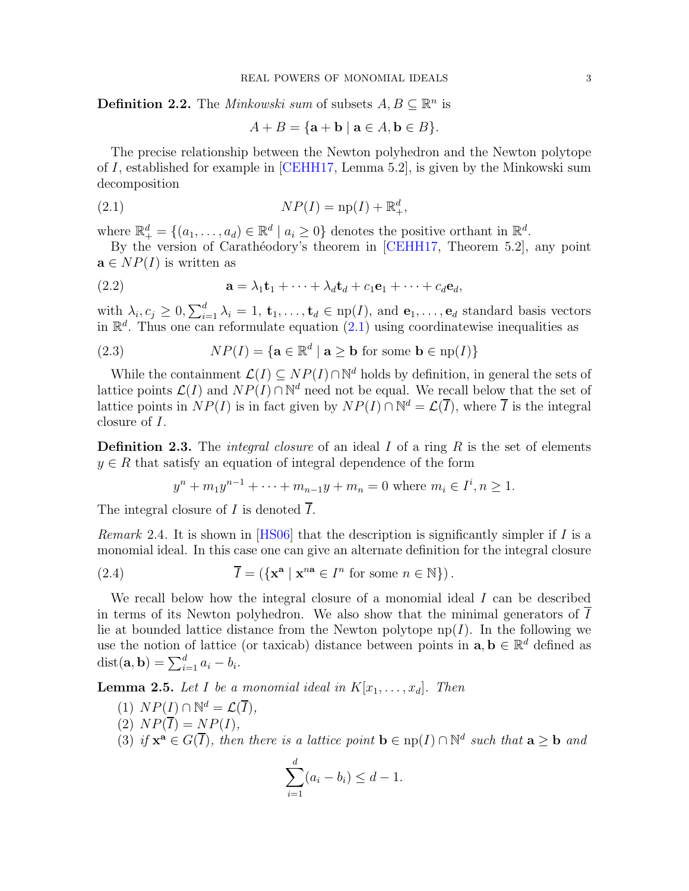**Definition 2.2.** The *Minkowski sum* of subsets $A, B \subseteq \mathbb{R}^n$ is

$$A + B = \{\mathbf{a} + \mathbf{b} \mid \mathbf{a} \in A, \mathbf{b} \in B\}.$$

The precise relationship between the Newton polyhedron and the Newton polytope of $I$, established for example in [CEHH17, Lemma 5.2], is given by the Minkowski sum decomposition

$$NP(I) = \text{np}(I) + \mathbb{R}^d_+, \tag{2.1}$$

where $\mathbb{R}^d_+ = \{(a_1, \ldots, a_d) \in \mathbb{R}^d \mid a_i \geq 0\}$ denotes the positive orthant in $\mathbb{R}^d$.

By the version of Carathéodory's theorem in [CEHH17, Theorem 5.2], any point $\mathbf{a} \in NP(I)$ is written as

$$\mathbf{a} = \lambda_1 \mathbf{t}_1 + \cdots + \lambda_d \mathbf{t}_d + c_1 \mathbf{e}_1 + \cdots + c_d \mathbf{e}_d, \tag{2.2}$$

with $\lambda_i, c_j \geq 0, \sum_{i=1}^d \lambda_i = 1$, $\mathbf{t}_1, \ldots, \mathbf{t}_d \in \text{np}(I)$, and $\mathbf{e}_1, \ldots, \mathbf{e}_d$ standard basis vectors in $\mathbb{R}^d$. Thus one can reformulate equation (2.1) using coordinatewise inequalities as

$$NP(I) = \{\mathbf{a} \in \mathbb{R}^d \mid \mathbf{a} \geq \mathbf{b} \text{ for some } \mathbf{b} \in \text{np}(I)\} \tag{2.3}$$

While the containment $\mathcal{L}(I) \subseteq NP(I) \cap \mathbb{N}^d$ holds by definition, in general the sets of lattice points $\mathcal{L}(I)$ and $NP(I) \cap \mathbb{N}^d$ need not be equal. We recall below that the set of lattice points in $NP(I)$ is in fact given by $NP(I) \cap \mathbb{N}^d = \mathcal{L}(\overline{I})$, where $\overline{I}$ is the integral closure of $I$.

**Definition 2.3.** The *integral closure* of an ideal $I$ of a ring $R$ is the set of elements $y \in R$ that satisfy an equation of integral dependence of the form

$$y^n + m_1 y^{n-1} + \cdots + m_{n-1} y + m_n = 0 \text{ where } m_i \in I^i, n \geq 1.$$

The integral closure of $I$ is denoted $\overline{I}$.

*Remark* 2.4. It is shown in [HS06] that the description is significantly simpler if $I$ is a monomial ideal. In this case one can give an alternate definition for the integral closure

$$\overline{I} = \left(\{\mathbf{x}^{\mathbf{a}} \mid \mathbf{x}^{n\mathbf{a}} \in I^n \text{ for some } n \in \mathbb{N}\}\right). \tag{2.4}$$

We recall below how the integral closure of a monomial ideal $I$ can be described in terms of its Newton polyhedron. We also show that the minimal generators of $\overline{I}$ lie at bounded lattice distance from the Newton polytope $\text{np}(I)$. In the following we use the notion of lattice (or taxicab) distance between points in $\mathbf{a}, \mathbf{b} \in \mathbb{R}^d$ defined as $\text{dist}(\mathbf{a}, \mathbf{b}) = \sum_{i=1}^d a_i - b_i$.

**Lemma 2.5.** *Let $I$ be a monomial ideal in $K[x_1, \ldots, x_d]$. Then*

1. $NP(I) \cap \mathbb{N}^d = \mathcal{L}(\overline{I})$,
2. $NP(\overline{I}) = NP(I)$,
3. *if $\mathbf{x}^{\mathbf{a}} \in G(\overline{I})$, then there is a lattice point $\mathbf{b} \in \text{np}(I) \cap \mathbb{N}^d$ such that $\mathbf{a} \geq \mathbf{b}$ and*

$$\sum_{i=1}^d (a_i - b_i) \leq d - 1.$$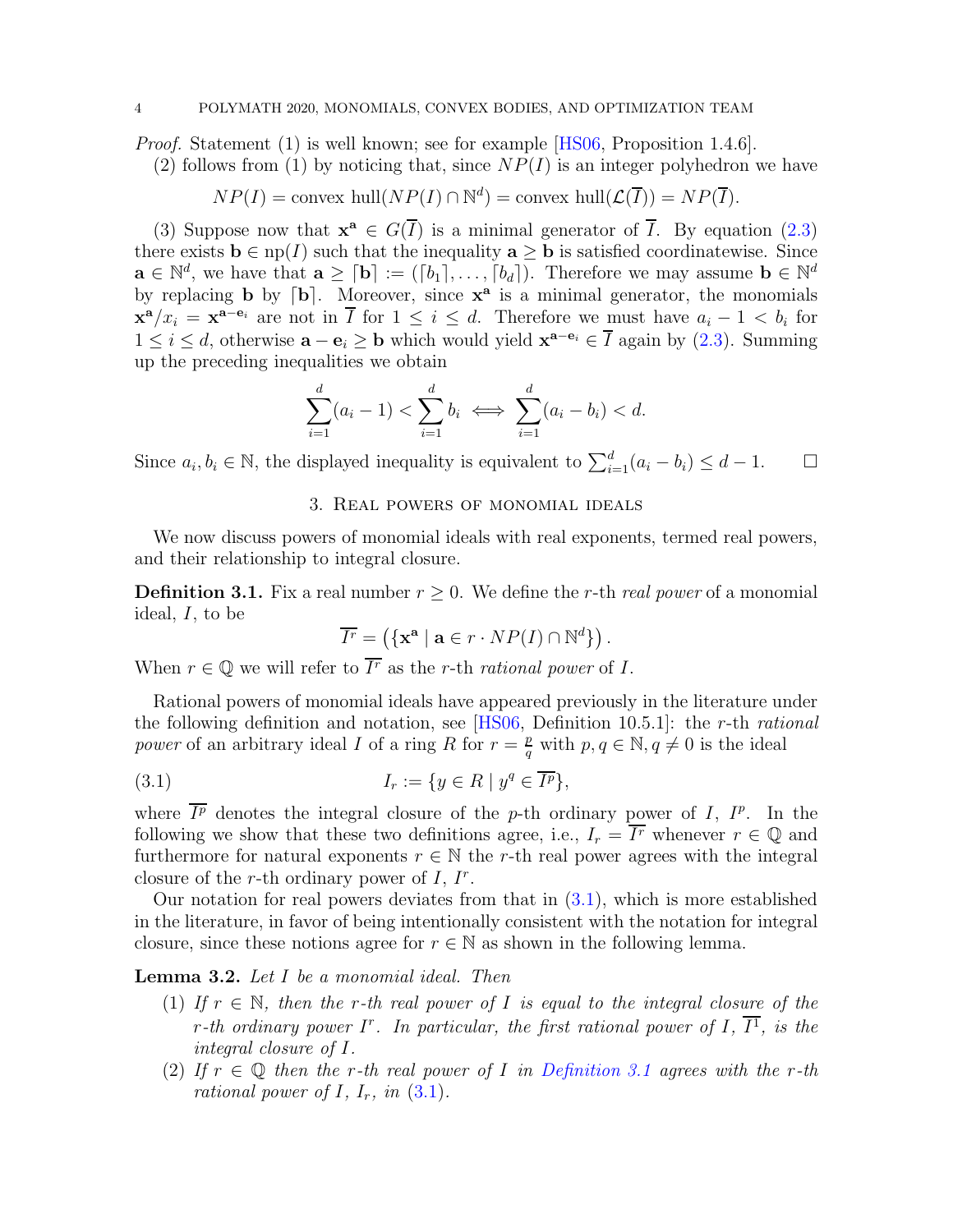*Proof.* Statement (1) is well known; see for example [HS06, Proposition 1.4.6].

(2) follows from (1) by noticing that, since $NP(I)$ is an integer polyhedron we have

$$NP(I) = \text{convex hull}(NP(I) \cap \mathbb{N}^d) = \text{convex hull}(\mathcal{L}(\overline{I})) = NP(\overline{I}).$$

(3) Suppose now that $\mathbf{x}^{\mathbf{a}} \in G(\overline{I})$ is a minimal generator of $\overline{I}$. By equation (2.3) there exists $\mathbf{b} \in \text{np}(I)$ such that the inequality $\mathbf{a} \geq \mathbf{b}$ is satisfied coordinatewise. Since $\mathbf{a} \in \mathbb{N}^d$, we have that $\mathbf{a} \geq \lceil \mathbf{b} \rceil := (\lceil b_1 \rceil, \ldots, \lceil b_d \rceil)$. Therefore we may assume $\mathbf{b} \in \mathbb{N}^d$ by replacing $\mathbf{b}$ by $\lceil \mathbf{b} \rceil$. Moreover, since $\mathbf{x}^{\mathbf{a}}$ is a minimal generator, the monomials $\mathbf{x}^{\mathbf{a}}/x_i = \mathbf{x}^{\mathbf{a}-\mathbf{e}_i}$ are not in $\overline{I}$ for $1 \leq i \leq d$. Therefore we must have $a_i - 1 < b_i$ for $1 \leq i \leq d$, otherwise $\mathbf{a} - \mathbf{e}_i \geq \mathbf{b}$ which would yield $\mathbf{x}^{\mathbf{a}-\mathbf{e}_i} \in \overline{I}$ again by (2.3). Summing up the preceding inequalities we obtain

$$\sum_{i=1}^{d}(a_i - 1) < \sum_{i=1}^{d} b_i \iff \sum_{i=1}^{d}(a_i - b_i) < d.$$

Since $a_i, b_i \in \mathbb{N}$, the displayed inequality is equivalent to $\sum_{i=1}^{d}(a_i - b_i) \leq d - 1$. $\square$

## 3. Real powers of monomial ideals

We now discuss powers of monomial ideals with real exponents, termed real powers, and their relationship to integral closure.

**Definition 3.1.** Fix a real number $r \geq 0$. We define the $r$-th *real power* of a monomial ideal, $I$, to be

$$\overline{I^r} = \left( \{ \mathbf{x}^{\mathbf{a}} \mid \mathbf{a} \in r \cdot NP(I) \cap \mathbb{N}^d \} \right).$$

When $r \in \mathbb{Q}$ we will refer to $\overline{I^r}$ as the $r$-th *rational power* of $I$.

Rational powers of monomial ideals have appeared previously in the literature under the following definition and notation, see [HS06, Definition 10.5.1]: the $r$-th *rational power* of an arbitrary ideal $I$ of a ring $R$ for $r = \frac{p}{q}$ with $p, q \in \mathbb{N}, q \neq 0$ is the ideal

$$I_r := \{ y \in R \mid y^q \in \overline{I^p} \}, \tag{3.1}$$

where $\overline{I^p}$ denotes the integral closure of the $p$-th ordinary power of $I$, $I^p$. In the following we show that these two definitions agree, i.e., $I_r = \overline{I^r}$ whenever $r \in \mathbb{Q}$ and furthermore for natural exponents $r \in \mathbb{N}$ the $r$-th real power agrees with the integral closure of the $r$-th ordinary power of $I$, $I^r$.

Our notation for real powers deviates from that in (3.1), which is more established in the literature, in favor of being intentionally consistent with the notation for integral closure, since these notions agree for $r \in \mathbb{N}$ as shown in the following lemma.

**Lemma 3.2.** *Let $I$ be a monomial ideal. Then*

1. *If $r \in \mathbb{N}$, then the $r$-th real power of $I$ is equal to the integral closure of the $r$-th ordinary power $I^r$. In particular, the first rational power of $I$, $\overline{I^1}$, is the integral closure of $I$.*
2. *If $r \in \mathbb{Q}$ then the $r$-th real power of $I$ in Definition 3.1 agrees with the $r$-th rational power of $I$, $I_r$, in (3.1).*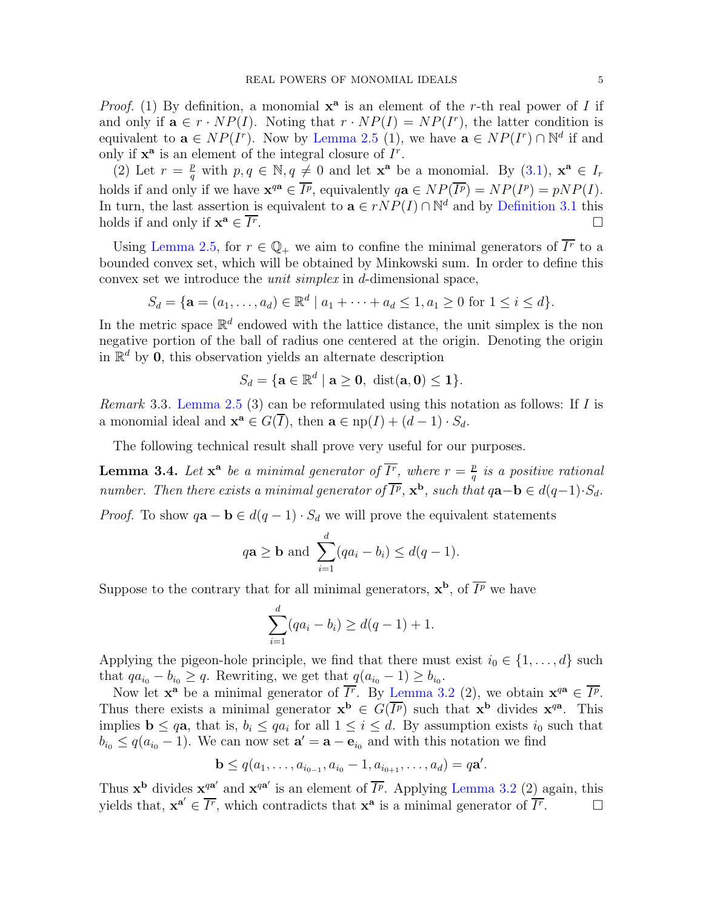*Proof.* (1) By definition, a monomial $\mathbf{x}^{\mathbf{a}}$ is an element of the $r$-th real power of $I$ if and only if $\mathbf{a} \in r \cdot NP(I)$. Noting that $r \cdot NP(I) = NP(I^r)$, the latter condition is equivalent to $\mathbf{a} \in NP(I^r)$. Now by Lemma 2.5 (1), we have $\mathbf{a} \in NP(I^r) \cap \mathbb{N}^d$ if and only if $\mathbf{x}^{\mathbf{a}}$ is an element of the integral closure of $I^r$.

(2) Let $r = \frac{p}{q}$ with $p, q \in \mathbb{N}, q \neq 0$ and let $\mathbf{x}^{\mathbf{a}}$ be a monomial. By (3.1), $\mathbf{x}^{\mathbf{a}} \in I_r$ holds if and only if we have $\mathbf{x}^{q\mathbf{a}} \in \overline{I^p}$, equivalently $q\mathbf{a} \in NP(\overline{I^p}) = NP(I^p) = pNP(I)$. In turn, the last assertion is equivalent to $\mathbf{a} \in rNP(I) \cap \mathbb{N}^d$ and by Definition 3.1 this holds if and only if $\mathbf{x}^{\mathbf{a}} \in \overline{I^r}$. $\square$

Using Lemma 2.5, for $r \in \mathbb{Q}_+$ we aim to confine the minimal generators of $\overline{I^r}$ to a bounded convex set, which will be obtained by Minkowski sum. In order to define this convex set we introduce the *unit simplex* in $d$-dimensional space,

$$S_d = \{\mathbf{a} = (a_1, \dots, a_d) \in \mathbb{R}^d \mid a_1 + \dots + a_d \leq 1, a_1 \geq 0 \text{ for } 1 \leq i \leq d\}.$$

In the metric space $\mathbb{R}^d$ endowed with the lattice distance, the unit simplex is the non negative portion of the ball of radius one centered at the origin. Denoting the origin in $\mathbb{R}^d$ by $\mathbf{0}$, this observation yields an alternate description

$$S_d = \{\mathbf{a} \in \mathbb{R}^d \mid \mathbf{a} \geq \mathbf{0},\ \text{dist}(\mathbf{a}, \mathbf{0}) \leq \mathbf{1}\}.$$

*Remark* 3.3. Lemma 2.5 (3) can be reformulated using this notation as follows: If $I$ is a monomial ideal and $\mathbf{x}^{\mathbf{a}} \in G(\overline{I})$, then $\mathbf{a} \in \text{np}(I) + (d-1) \cdot S_d$.

The following technical result shall prove very useful for our purposes.

**Lemma 3.4.** *Let $\mathbf{x}^{\mathbf{a}}$ be a minimal generator of $\overline{I^r}$, where $r = \frac{p}{q}$ is a positive rational number. Then there exists a minimal generator of $\overline{I^p}$, $\mathbf{x}^{\mathbf{b}}$, such that $q\mathbf{a} - \mathbf{b} \in d(q-1) \cdot S_d$.*

*Proof.* To show $q\mathbf{a} - \mathbf{b} \in d(q-1) \cdot S_d$ we will prove the equivalent statements

$$q\mathbf{a} \geq \mathbf{b} \text{ and } \sum_{i=1}^{d} (qa_i - b_i) \leq d(q-1).$$

Suppose to the contrary that for all minimal generators, $\mathbf{x}^{\mathbf{b}}$, of $\overline{I^p}$ we have

$$\sum_{i=1}^{d} (qa_i - b_i) \geq d(q-1) + 1.$$

Applying the pigeon-hole principle, we find that there must exist $i_0 \in \{1, \dots, d\}$ such that $qa_{i_0} - b_{i_0} \geq q$. Rewriting, we get that $q(a_{i_0} - 1) \geq b_{i_0}$.

Now let $\mathbf{x}^{\mathbf{a}}$ be a minimal generator of $\overline{I^r}$. By Lemma 3.2 (2), we obtain $\mathbf{x}^{q\mathbf{a}} \in \overline{I^p}$. Thus there exists a minimal generator $\mathbf{x}^{\mathbf{b}} \in G(\overline{I^p})$ such that $\mathbf{x}^{\mathbf{b}}$ divides $\mathbf{x}^{q\mathbf{a}}$. This implies $\mathbf{b} \leq q\mathbf{a}$, that is, $b_i \leq qa_i$ for all $1 \leq i \leq d$. By assumption exists $i_0$ such that $b_{i_0} \leq q(a_{i_0} - 1)$. We can now set $\mathbf{a}' = \mathbf{a} - \mathbf{e}_{i_0}$ and with this notation we find

$$\mathbf{b} \leq q(a_1, \dots, a_{i_{0-1}}, a_{i_0} - 1, a_{i_{0+1}}, \dots, a_d) = q\mathbf{a}'.$$

Thus $\mathbf{x}^{\mathbf{b}}$ divides $\mathbf{x}^{q\mathbf{a}'}$ and $\mathbf{x}^{q\mathbf{a}'}$ is an element of $\overline{I^p}$. Applying Lemma 3.2 (2) again, this yields that, $\mathbf{x}^{\mathbf{a}'} \in \overline{I^r}$, which contradicts that $\mathbf{x}^{\mathbf{a}}$ is a minimal generator of $\overline{I^r}$. $\square$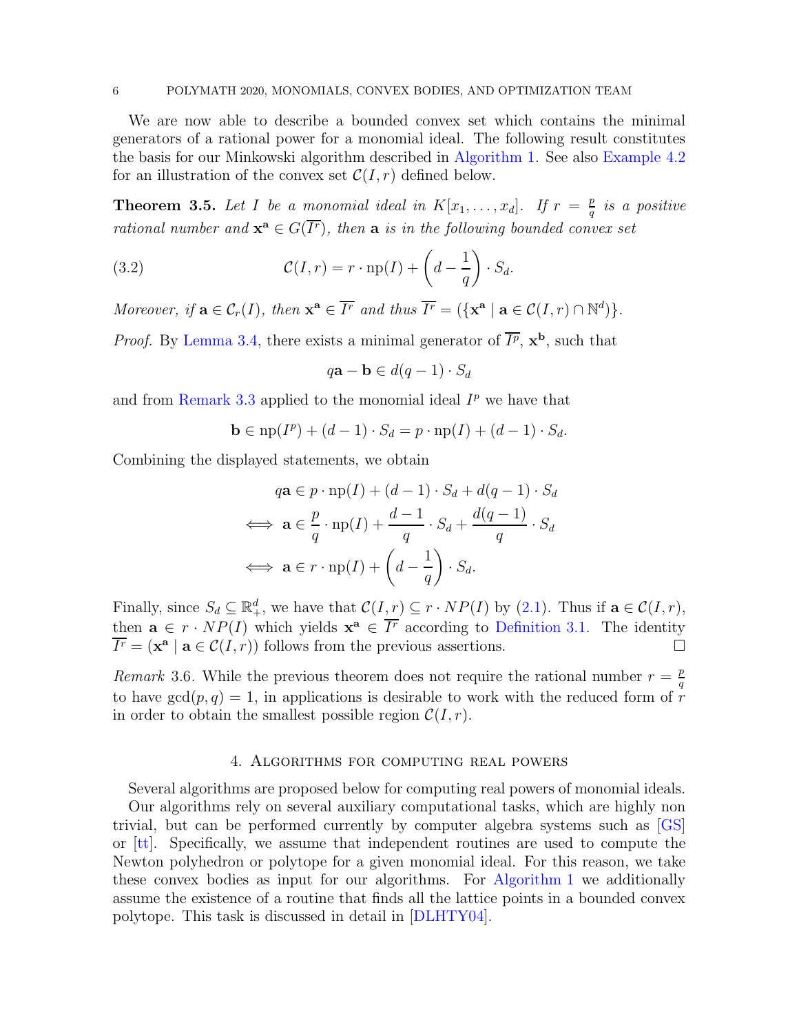We are now able to describe a bounded convex set which contains the minimal generators of a rational power for a monomial ideal. The following result constitutes the basis for our Minkowski algorithm described in Algorithm 1. See also Example 4.2 for an illustration of the convex set $\mathcal{C}(I, r)$ defined below.

**Theorem 3.5.** *Let $I$ be a monomial ideal in $K[x_1, \ldots, x_d]$. If $r = \frac{p}{q}$ is a positive rational number and $\mathbf{x}^{\mathbf{a}} \in G(\overline{I^r})$, then $\mathbf{a}$ is in the following bounded convex set*

$$\mathcal{C}(I, r) = r \cdot \operatorname{np}(I) + \left(d - \frac{1}{q}\right) \cdot S_d. \tag{3.2}$$

*Moreover, if $\mathbf{a} \in \mathcal{C}_r(I)$, then $\mathbf{x}^{\mathbf{a}} \in \overline{I^r}$ and thus $\overline{I^r} = (\{\mathbf{x}^{\mathbf{a}} \mid \mathbf{a} \in \mathcal{C}(I, r) \cap \mathbb{N}^d)\}$.*

*Proof.* By Lemma 3.4, there exists a minimal generator of $\overline{I^p}$, $\mathbf{x}^{\mathbf{b}}$, such that

$$q\mathbf{a} - \mathbf{b} \in d(q-1) \cdot S_d$$

and from Remark 3.3 applied to the monomial ideal $I^p$ we have that

$$\mathbf{b} \in \operatorname{np}(I^p) + (d-1) \cdot S_d = p \cdot \operatorname{np}(I) + (d-1) \cdot S_d.$$

Combining the displayed statements, we obtain

$$\begin{aligned}
& q\mathbf{a} \in p \cdot \operatorname{np}(I) + (d-1) \cdot S_d + d(q-1) \cdot S_d \\
\iff \; & \mathbf{a} \in \frac{p}{q} \cdot \operatorname{np}(I) + \frac{d-1}{q} \cdot S_d + \frac{d(q-1)}{q} \cdot S_d \\
\iff \; & \mathbf{a} \in r \cdot \operatorname{np}(I) + \left(d - \frac{1}{q}\right) \cdot S_d.
\end{aligned}$$

Finally, since $S_d \subseteq \mathbb{R}^d_+$, we have that $\mathcal{C}(I, r) \subseteq r \cdot NP(I)$ by (2.1). Thus if $\mathbf{a} \in \mathcal{C}(I, r)$, then $\mathbf{a} \in r \cdot NP(I)$ which yields $\mathbf{x}^{\mathbf{a}} \in \overline{I^r}$ according to Definition 3.1. The identity $\overline{I^r} = (\mathbf{x}^{\mathbf{a}} \mid \mathbf{a} \in \mathcal{C}(I, r))$ follows from the previous assertions. $\square$

*Remark* 3.6. While the previous theorem does not require the rational number $r = \frac{p}{q}$ to have $\gcd(p, q) = 1$, in applications is desirable to work with the reduced form of $r$ in order to obtain the smallest possible region $\mathcal{C}(I, r)$.

## 4. Algorithms for computing real powers

Several algorithms are proposed below for computing real powers of monomial ideals.

Our algorithms rely on several auxiliary computational tasks, which are highly non trivial, but can be performed currently by computer algebra systems such as [GS] or [tt]. Specifically, we assume that independent routines are used to compute the Newton polyhedron or polytope for a given monomial ideal. For this reason, we take these convex bodies as input for our algorithms. For Algorithm 1 we additionally assume the existence of a routine that finds all the lattice points in a bounded convex polytope. This task is discussed in detail in [DLHTY04].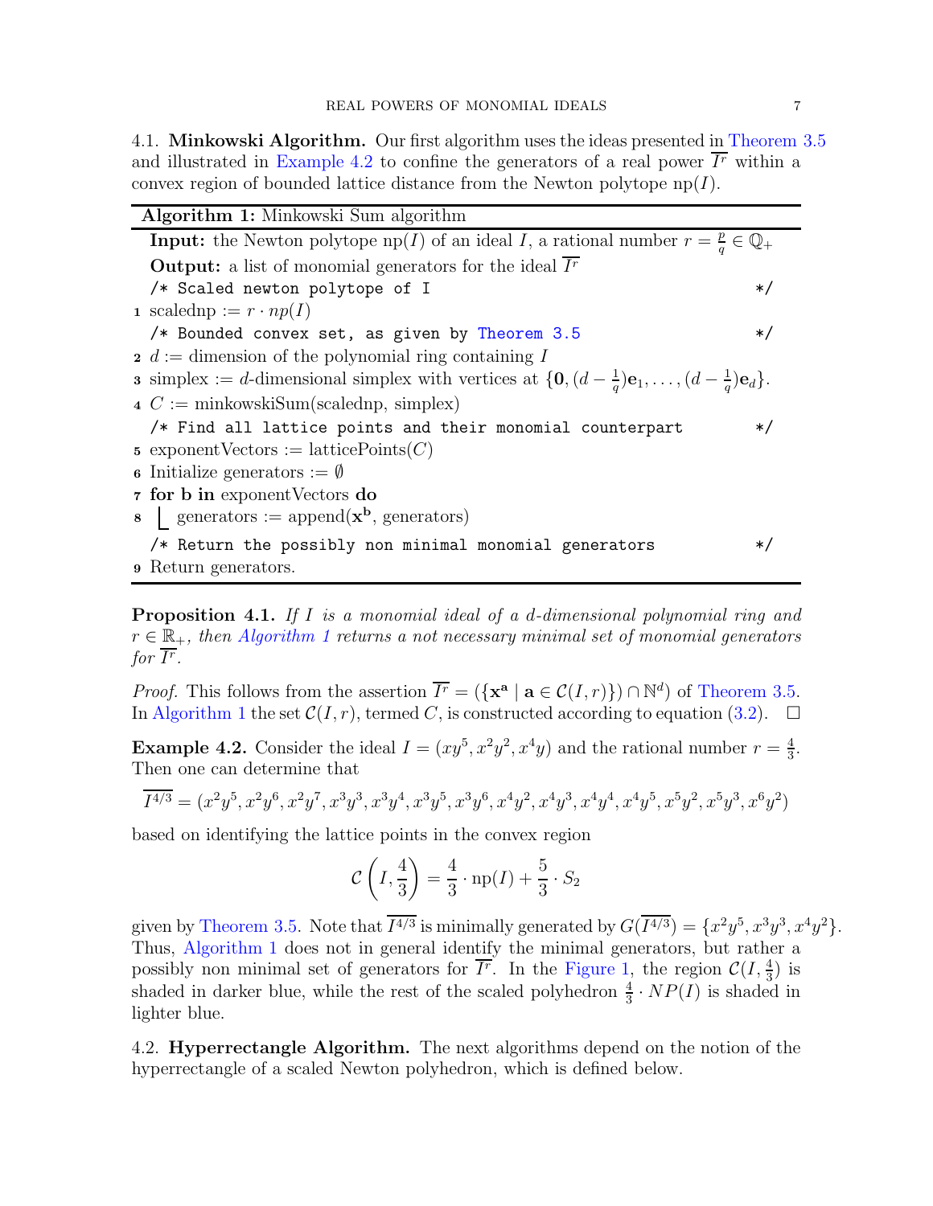4.1. **Minkowski Algorithm.** Our first algorithm uses the ideas presented in Theorem 3.5 and illustrated in Example 4.2 to confine the generators of a real power $\overline{I^r}$ within a convex region of bounded lattice distance from the Newton polytope $\mathrm{np}(I)$.

---

**Algorithm 1:** Minkowski Sum algorithm

---

**Input:** the Newton polytope $\mathrm{np}(I)$ of an ideal $I$, a rational number $r = \frac{p}{q} \in \mathbb{Q}_+$

**Output:** a list of monomial generators for the ideal $\overline{I^r}$

```
/* Scaled newton polytope of I                                    */
```

1 scalednp := $r \cdot np(I)$

```
/* Bounded convex set, as given by Theorem 3.5                    */
```

2 $d$ := dimension of the polynomial ring containing $I$

3 simplex := $d$-dimensional simplex with vertices at $\{\mathbf{0}, (d - \frac{1}{q})\mathbf{e}_1, \ldots, (d - \frac{1}{q})\mathbf{e}_d\}$.

4 $C$ := minkowskiSum(scalednp, simplex)

```
/* Find all lattice points and their monomial counterpart         */
```

5 exponentVectors := latticePoints($C$)

6 Initialize generators := $\emptyset$

7 **for b in** exponentVectors **do**

8 &nbsp;&nbsp;&nbsp;&nbsp;generators := append($\mathbf{x}^{\mathbf{b}}$, generators)

```
/* Return the possibly non minimal monomial generators            */
```

9 Return generators.

---

**Proposition 4.1.** *If $I$ is a monomial ideal of a $d$-dimensional polynomial ring and $r \in \mathbb{R}_+$, then Algorithm 1 returns a not necessary minimal set of monomial generators for $\overline{I^r}$.*

*Proof.* This follows from the assertion $\overline{I^r} = (\{\mathbf{x}^{\mathbf{a}} \mid \mathbf{a} \in \mathcal{C}(I, r)\}) \cap \mathbb{N}^d)$ of Theorem 3.5. In Algorithm 1 the set $\mathcal{C}(I, r)$, termed $C$, is constructed according to equation (3.2). $\square$

**Example 4.2.** Consider the ideal $I = (xy^5, x^2y^2, x^4y)$ and the rational number $r = \frac{4}{3}$. Then one can determine that

$$\overline{I^{4/3}} = (x^2y^5, x^2y^6, x^2y^7, x^3y^3, x^3y^4, x^3y^5, x^3y^6, x^4y^2, x^4y^3, x^4y^4, x^4y^5, x^5y^2, x^5y^3, x^6y^2)$$

based on identifying the lattice points in the convex region

$$\mathcal{C}\left(I, \frac{4}{3}\right) = \frac{4}{3} \cdot \mathrm{np}(I) + \frac{5}{3} \cdot S_2$$

given by Theorem 3.5. Note that $\overline{I^{4/3}}$ is minimally generated by $G(\overline{I^{4/3}}) = \{x^2y^5, x^3y^3, x^4y^2\}$. Thus, Algorithm 1 does not in general identify the minimal generators, but rather a possibly non minimal set of generators for $\overline{I^r}$. In the Figure 1, the region $\mathcal{C}(I, \frac{4}{3})$ is shaded in darker blue, while the rest of the scaled polyhedron $\frac{4}{3} \cdot NP(I)$ is shaded in lighter blue.

4.2. **Hyperrectangle Algorithm.** The next algorithms depend on the notion of the hyperrectangle of a scaled Newton polyhedron, which is defined below.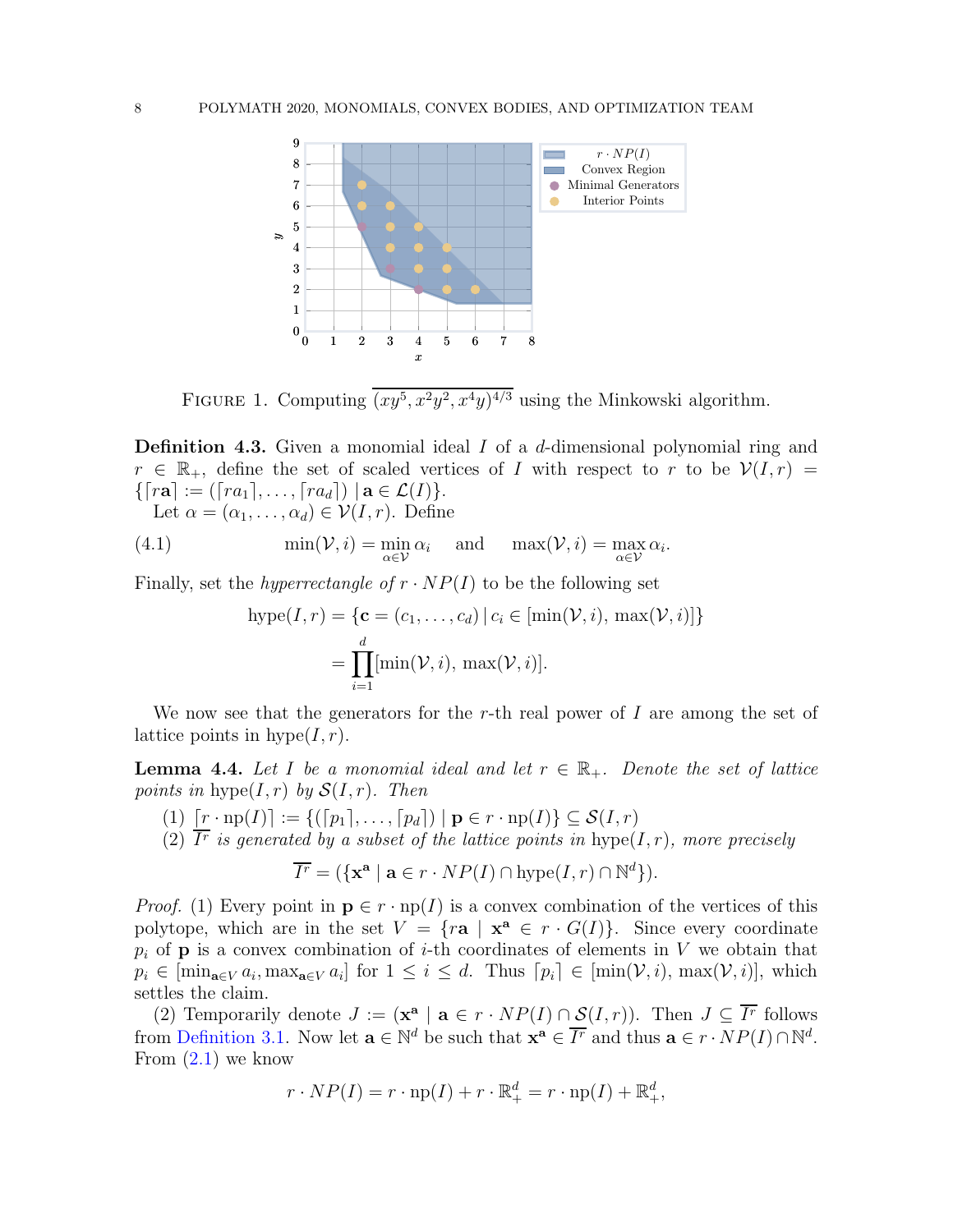FIGURE 1. Computing $\overline{(xy^5, x^2y^2, x^4y)^{4/3}}$ using the Minkowski algorithm.

**Definition 4.3.** Given a monomial ideal $I$ of a $d$-dimensional polynomial ring and $r \in \mathbb{R}_+$, define the set of scaled vertices of $I$ with respect to $r$ to be $\mathcal{V}(I, r) = \{\lceil r\mathbf{a} \rceil := (\lceil ra_1 \rceil, \ldots, \lceil ra_d \rceil) \mid \mathbf{a} \in \mathcal{L}(I)\}$.

Let $\alpha = (\alpha_1, \ldots, \alpha_d) \in \mathcal{V}(I, r)$. Define

$$\min(\mathcal{V}, i) = \min_{\alpha \in \mathcal{V}} \alpha_i \quad \text{and} \quad \max(\mathcal{V}, i) = \max_{\alpha \in \mathcal{V}} \alpha_i. \tag{4.1}$$

Finally, set the *hyperrectangle of* $r \cdot NP(I)$ to be the following set

$$\begin{aligned}\text{hype}(I, r) &= \{\mathbf{c} = (c_1, \ldots, c_d) \mid c_i \in [\min(\mathcal{V}, i), \max(\mathcal{V}, i)]\} \\ &= \prod_{i=1}^{d} [\min(\mathcal{V}, i), \max(\mathcal{V}, i)].\end{aligned}$$

We now see that the generators for the $r$-th real power of $I$ are among the set of lattice points in $\text{hype}(I, r)$.

**Lemma 4.4.** *Let $I$ be a monomial ideal and let $r \in \mathbb{R}_+$. Denote the set of lattice points in $\text{hype}(I, r)$ by $\mathcal{S}(I, r)$. Then*

(1) $\lceil r \cdot \text{np}(I) \rceil := \{(\lceil p_1 \rceil, \ldots, \lceil p_d \rceil) \mid \mathbf{p} \in r \cdot \text{np}(I)\} \subseteq \mathcal{S}(I, r)$

(2) $\overline{I^r}$ *is generated by a subset of the lattice points in* $\text{hype}(I, r)$*, more precisely*

$$\overline{I^r} = (\{\mathbf{x}^{\mathbf{a}} \mid \mathbf{a} \in r \cdot NP(I) \cap \text{hype}(I, r) \cap \mathbb{N}^d\}).$$

*Proof.* (1) Every point in $\mathbf{p} \in r \cdot \text{np}(I)$ is a convex combination of the vertices of this polytope, which are in the set $V = \{r\mathbf{a} \mid \mathbf{x}^{\mathbf{a}} \in r \cdot G(I)\}$. Since every coordinate $p_i$ of $\mathbf{p}$ is a convex combination of $i$-th coordinates of elements in $V$ we obtain that $p_i \in [\min_{\mathbf{a} \in V} a_i, \max_{\mathbf{a} \in V} a_i]$ for $1 \leq i \leq d$. Thus $\lceil p_i \rceil \in [\min(\mathcal{V}, i), \max(\mathcal{V}, i)]$, which settles the claim.

(2) Temporarily denote $J := (\mathbf{x}^{\mathbf{a}} \mid \mathbf{a} \in r \cdot NP(I) \cap \mathcal{S}(I, r))$. Then $J \subseteq \overline{I^r}$ follows from Definition 3.1. Now let $\mathbf{a} \in \mathbb{N}^d$ be such that $\mathbf{x}^{\mathbf{a}} \in \overline{I^r}$ and thus $\mathbf{a} \in r \cdot NP(I) \cap \mathbb{N}^d$. From (2.1) we know

$$r \cdot NP(I) = r \cdot \text{np}(I) + r \cdot \mathbb{R}^d_+ = r \cdot \text{np}(I) + \mathbb{R}^d_+,$$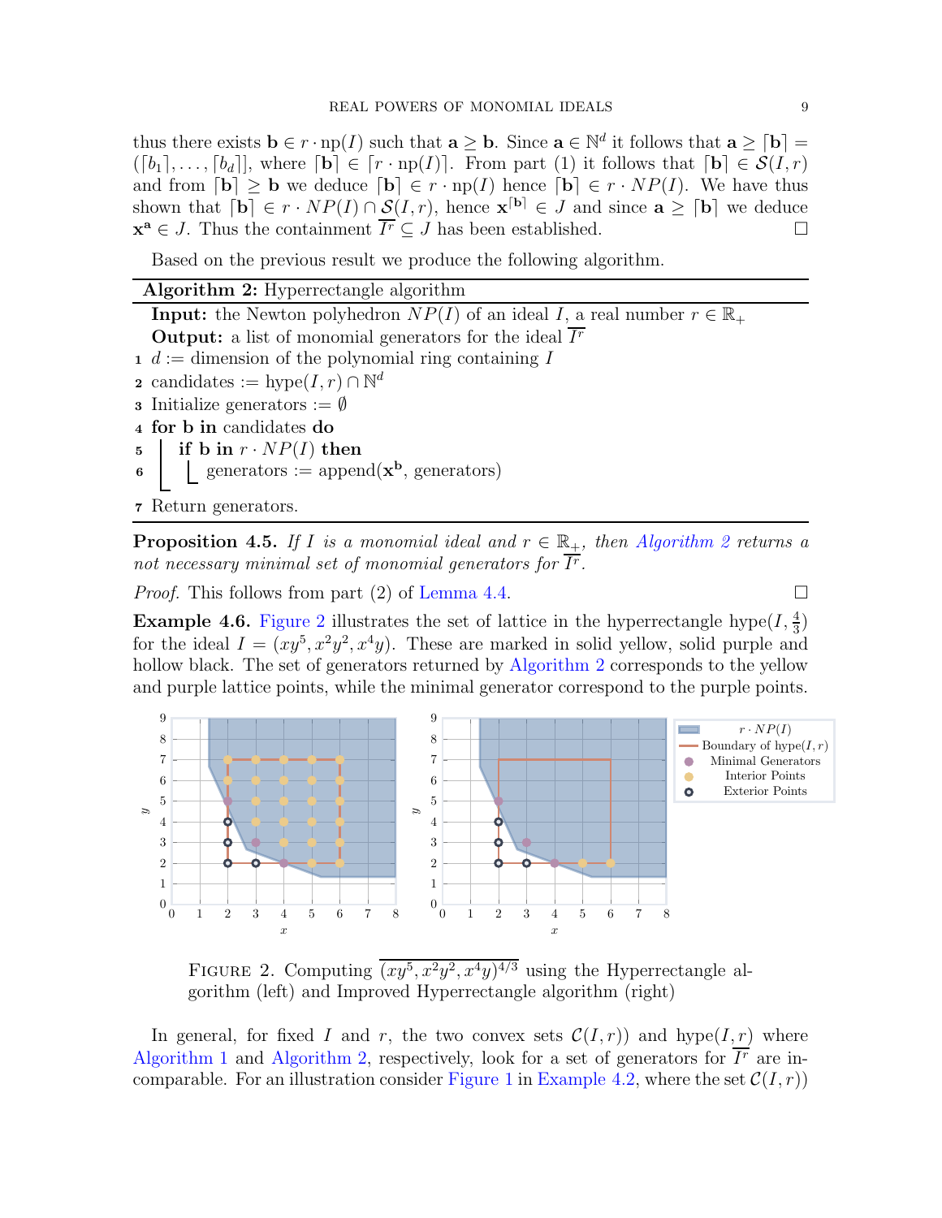thus there exists $\mathbf{b} \in r \cdot \operatorname{np}(I)$ such that $\mathbf{a} \geq \mathbf{b}$. Since $\mathbf{a} \in \mathbb{N}^d$ it follows that $\mathbf{a} \geq \lceil \mathbf{b} \rceil = (\lceil b_1 \rceil, \ldots, \lceil b_d \rceil]$, where $\lceil \mathbf{b} \rceil \in \lceil r \cdot \operatorname{np}(I) \rceil$. From part (1) it follows that $\lceil \mathbf{b} \rceil \in \mathcal{S}(I, r)$ and from $\lceil \mathbf{b} \rceil \geq \mathbf{b}$ we deduce $\lceil \mathbf{b} \rceil \in r \cdot \operatorname{np}(I)$ hence $\lceil \mathbf{b} \rceil \in r \cdot NP(I)$. We have thus shown that $\lceil \mathbf{b} \rceil \in r \cdot NP(I) \cap \mathcal{S}(I, r)$, hence $\mathbf{x}^{\lceil \mathbf{b} \rceil} \in J$ and since $\mathbf{a} \geq \lceil \mathbf{b} \rceil$ we deduce $\mathbf{x}^{\mathbf{a}} \in J$. Thus the containment $\overline{I^r} \subseteq J$ has been established. □

Based on the previous result we produce the following algorithm.

**Algorithm 2:** Hyperrectangle algorithm

**Input:** the Newton polyhedron $NP(I)$ of an ideal $I$, a real number $r \in \mathbb{R}_+$

**Output:** a list of monomial generators for the ideal $\overline{I^r}$

```
1 d := dimension of the polynomial ring containing I
2 candidates := hype(I, r) ∩ N^d
3 Initialize generators := ∅
4 for b in candidates do
5     if b in r · NP(I) then
6         generators := append(x^b, generators)
7 Return generators.
```

**Proposition 4.5.** *If $I$ is a monomial ideal and $r \in \mathbb{R}_+$, then Algorithm 2 returns a not necessary minimal set of monomial generators for $\overline{I^r}$.*

*Proof.* This follows from part (2) of Lemma 4.4. □

**Example 4.6.** Figure 2 illustrates the set of lattice in the hyperrectangle $\operatorname{hype}(I, \frac{4}{3})$ for the ideal $I = (xy^5, x^2y^2, x^4y)$. These are marked in solid yellow, solid purple and hollow black. The set of generators returned by Algorithm 2 corresponds to the yellow and purple lattice points, while the minimal generator correspond to the purple points.

FIGURE 2. Computing $\overline{(xy^5, x^2y^2, x^4y)^{4/3}}$ using the Hyperrectangle algorithm (left) and Improved Hyperrectangle algorithm (right)

In general, for fixed $I$ and $r$, the two convex sets $\mathcal{C}(I, r))$ and $\operatorname{hype}(I, r)$ where Algorithm 1 and Algorithm 2, respectively, look for a set of generators for $\overline{I^r}$ are incomparable. For an illustration consider Figure 1 in Example 4.2, where the set $\mathcal{C}(I, r))$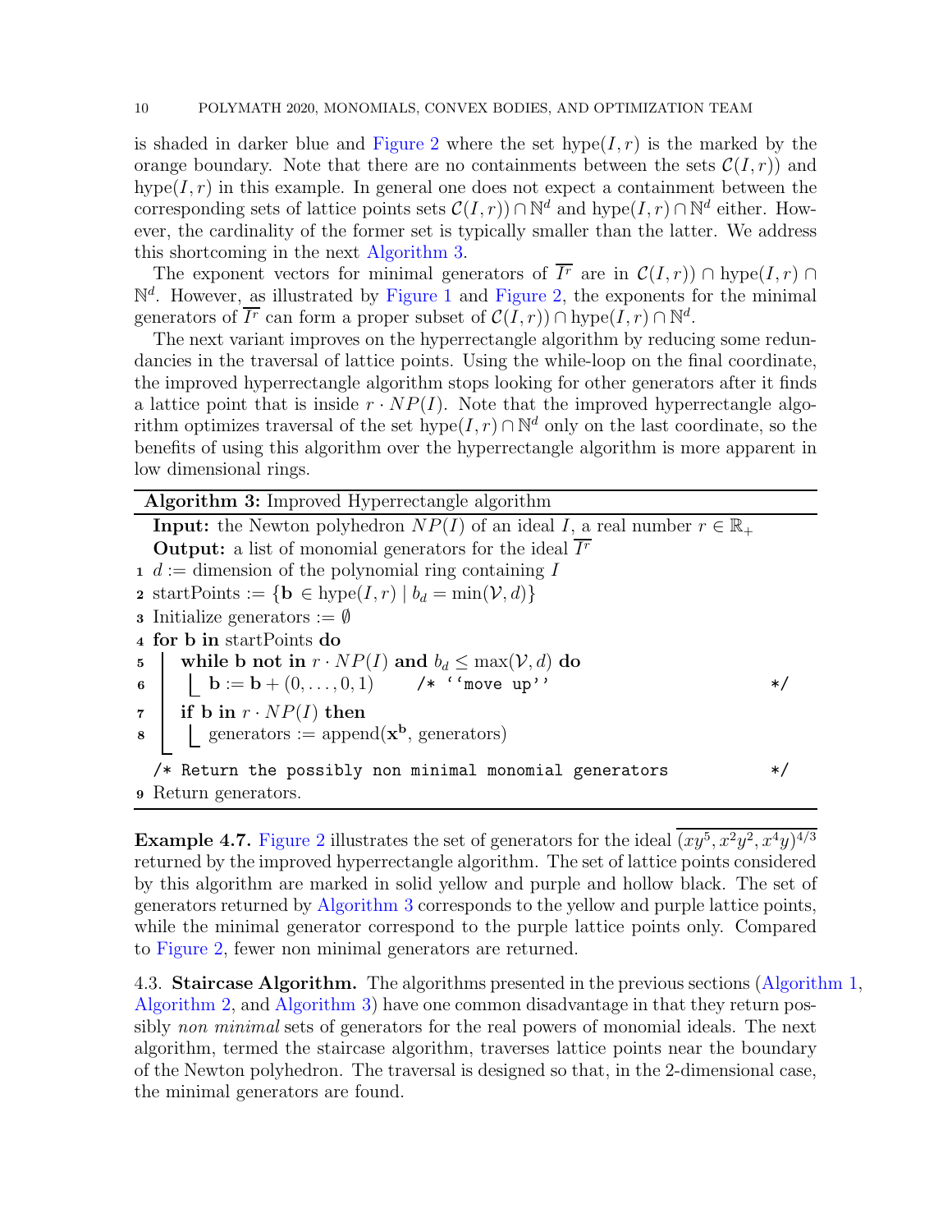is shaded in darker blue and Figure 2 where the set $\text{hype}(I, r)$ is the marked by the orange boundary. Note that there are no containments between the sets $\mathcal{C}(I, r))$ and $\text{hype}(I, r)$ in this example. In general one does not expect a containment between the corresponding sets of lattice points sets $\mathcal{C}(I, r)) \cap \mathbb{N}^d$ and $\text{hype}(I, r) \cap \mathbb{N}^d$ either. However, the cardinality of the former set is typically smaller than the latter. We address this shortcoming in the next Algorithm 3.

The exponent vectors for minimal generators of $\overline{I^r}$ are in $\mathcal{C}(I, r)) \cap \text{hype}(I, r) \cap \mathbb{N}^d$. However, as illustrated by Figure 1 and Figure 2, the exponents for the minimal generators of $\overline{I^r}$ can form a proper subset of $\mathcal{C}(I, r)) \cap \text{hype}(I, r) \cap \mathbb{N}^d$.

The next variant improves on the hyperrectangle algorithm by reducing some redundancies in the traversal of lattice points. Using the while-loop on the final coordinate, the improved hyperrectangle algorithm stops looking for other generators after it finds a lattice point that is inside $r \cdot NP(I)$. Note that the improved hyperrectangle algorithm optimizes traversal of the set $\text{hype}(I, r) \cap \mathbb{N}^d$ only on the last coordinate, so the benefits of using this algorithm over the hyperrectangle algorithm is more apparent in low dimensional rings.

**Algorithm 3:** Improved Hyperrectangle algorithm

**Input:** the Newton polyhedron $NP(I)$ of an ideal $I$, a real number $r \in \mathbb{R}_+$
**Output:** a list of monomial generators for the ideal $\overline{I^r}$

```
1  d := dimension of the polynomial ring containing I
2  startPoints := {b ∈ hype(I, r) | b_d = min(V, d)}
3  Initialize generators := ∅
4  for b in startPoints do
5      while b not in r · NP(I) and b_d ≤ max(V, d) do
6          b := b + (0, ..., 0, 1)        /* ''move up'' */
7      if b in r · NP(I) then
8          generators := append(x^b, generators)
   /* Return the possibly non minimal monomial generators */
9  Return generators.
```

**Example 4.7.** Figure 2 illustrates the set of generators for the ideal $\overline{(xy^5, x^2y^2, x^4y)^{4/3}}$ returned by the improved hyperrectangle algorithm. The set of lattice points considered by this algorithm are marked in solid yellow and purple and hollow black. The set of generators returned by Algorithm 3 corresponds to the yellow and purple lattice points, while the minimal generator correspond to the purple lattice points only. Compared to Figure 2, fewer non minimal generators are returned.

4.3. **Staircase Algorithm.** The algorithms presented in the previous sections (Algorithm 1, Algorithm 2, and Algorithm 3) have one common disadvantage in that they return possibly *non minimal* sets of generators for the real powers of monomial ideals. The next algorithm, termed the staircase algorithm, traverses lattice points near the boundary of the Newton polyhedron. The traversal is designed so that, in the 2-dimensional case, the minimal generators are found.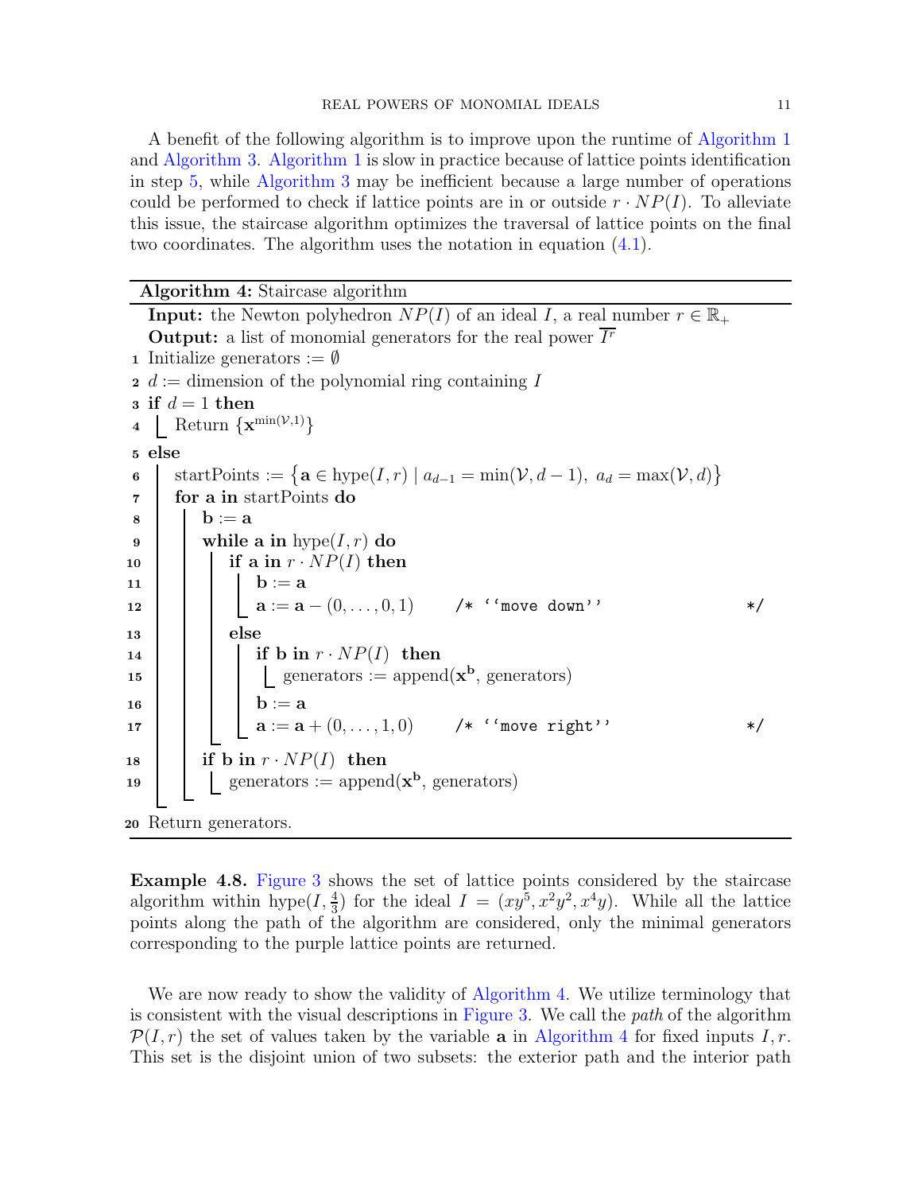A benefit of the following algorithm is to improve upon the runtime of Algorithm 1 and Algorithm 3. Algorithm 1 is slow in practice because of lattice points identification in step 5, while Algorithm 3 may be inefficient because a large number of operations could be performed to check if lattice points are in or outside $r \cdot NP(I)$. To alleviate this issue, the staircase algorithm optimizes the traversal of lattice points on the final two coordinates. The algorithm uses the notation in equation (4.1).

**Algorithm 4:** Staircase algorithm

**Input:** the Newton polyhedron $NP(I)$ of an ideal $I$, a real number $r \in \mathbb{R}_+$

**Output:** a list of monomial generators for the real power $\overline{I^r}$

```
1  Initialize generators := ∅
2  d := dimension of the polynomial ring containing I
3  if d = 1 then
4      Return {x^min(V,1)}
5  else
6      startPoints := {a ∈ hype(I,r) | a_{d-1} = min(V, d-1), a_d = max(V, d)}
7      for a in startPoints do
8          b := a
9          while a in hype(I,r) do
10             if a in r·NP(I) then
11                 b := a
12                 a := a - (0,...,0,1)        /* ''move down''  */
13             else
14                 if b in r·NP(I) then
15                     generators := append(x^b, generators)
16                 b := a
17                 a := a + (0,...,1,0)        /* ''move right'' */
18         if b in r·NP(I) then
19             generators := append(x^b, generators)
20 Return generators.
```

**Example 4.8.** Figure 3 shows the set of lattice points considered by the staircase algorithm within $\text{hype}(I, \frac{4}{3})$ for the ideal $I = (xy^5, x^2y^2, x^4y)$. While all the lattice points along the path of the algorithm are considered, only the minimal generators corresponding to the purple lattice points are returned.

We are now ready to show the validity of Algorithm 4. We utilize terminology that is consistent with the visual descriptions in Figure 3. We call the *path* of the algorithm $\mathcal{P}(I, r)$ the set of values taken by the variable $\mathbf{a}$ in Algorithm 4 for fixed inputs $I, r$. This set is the disjoint union of two subsets: the exterior path and the interior path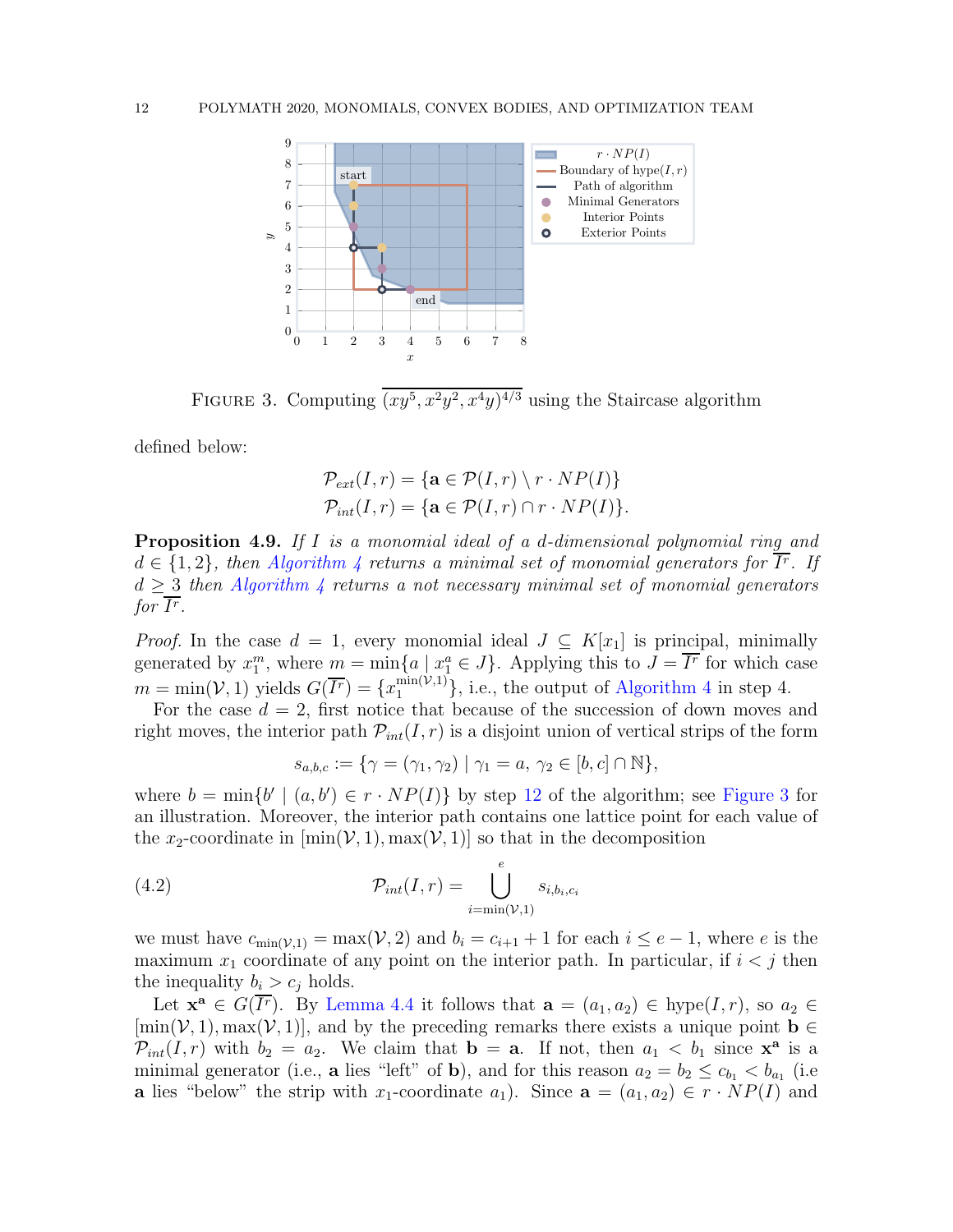FIGURE 3. Computing $\overline{(xy^5, x^2y^2, x^4y)^{4/3}}$ using the Staircase algorithm

defined below:

$$\mathcal{P}_{ext}(I,r) = \{\mathbf{a} \in \mathcal{P}(I,r) \setminus r \cdot NP(I)\}$$
$$\mathcal{P}_{int}(I,r) = \{\mathbf{a} \in \mathcal{P}(I,r) \cap r \cdot NP(I)\}.$$

**Proposition 4.9.** *If $I$ is a monomial ideal of a $d$-dimensional polynomial ring and $d \in \{1,2\}$, then Algorithm 4 returns a minimal set of monomial generators for $\overline{I^r}$. If $d \geq 3$ then Algorithm 4 returns a not necessary minimal set of monomial generators for $\overline{I^r}$.*

*Proof.* In the case $d = 1$, every monomial ideal $J \subseteq K[x_1]$ is principal, minimally generated by $x_1^m$, where $m = \min\{a \mid x_1^a \in J\}$. Applying this to $J = \overline{I^r}$ for which case $m = \min(\mathcal{V}, 1)$ yields $G(\overline{I^r}) = \{x_1^{\min(\mathcal{V},1)}\}$, i.e., the output of Algorithm 4 in step 4.

For the case $d = 2$, first notice that because of the succession of down moves and right moves, the interior path $\mathcal{P}_{int}(I,r)$ is a disjoint union of vertical strips of the form

$$s_{a,b,c} := \{\gamma = (\gamma_1, \gamma_2) \mid \gamma_1 = a,\ \gamma_2 \in [b,c] \cap \mathbb{N}\},$$

where $b = \min\{b' \mid (a,b') \in r \cdot NP(I)\}$ by step 12 of the algorithm; see Figure 3 for an illustration. Moreover, the interior path contains one lattice point for each value of the $x_2$-coordinate in $[\min(\mathcal{V},1), \max(\mathcal{V},1)]$ so that in the decomposition

$$\mathcal{P}_{int}(I,r) = \bigcup_{i=\min(\mathcal{V},1)}^{e} s_{i,b_i,c_i} \tag{4.2}$$

we must have $c_{\min(\mathcal{V},1)} = \max(\mathcal{V},2)$ and $b_i = c_{i+1} + 1$ for each $i \leq e-1$, where $e$ is the maximum $x_1$ coordinate of any point on the interior path. In particular, if $i < j$ then the inequality $b_i > c_j$ holds.

Let $\mathbf{x}^{\mathbf{a}} \in G(\overline{I^r})$. By Lemma 4.4 it follows that $\mathbf{a} = (a_1, a_2) \in \text{hype}(I,r)$, so $a_2 \in [\min(\mathcal{V},1), \max(\mathcal{V},1)]$, and by the preceding remarks there exists a unique point $\mathbf{b} \in \mathcal{P}_{int}(I,r)$ with $b_2 = a_2$. We claim that $\mathbf{b} = \mathbf{a}$. If not, then $a_1 < b_1$ since $\mathbf{x}^{\mathbf{a}}$ is a minimal generator (i.e., $\mathbf{a}$ lies "left" of $\mathbf{b}$), and for this reason $a_2 = b_2 \leq c_{b_1} < b_{a_1}$ (i.e $\mathbf{a}$ lies "below" the strip with $x_1$-coordinate $a_1$). Since $\mathbf{a} = (a_1, a_2) \in r \cdot NP(I)$ and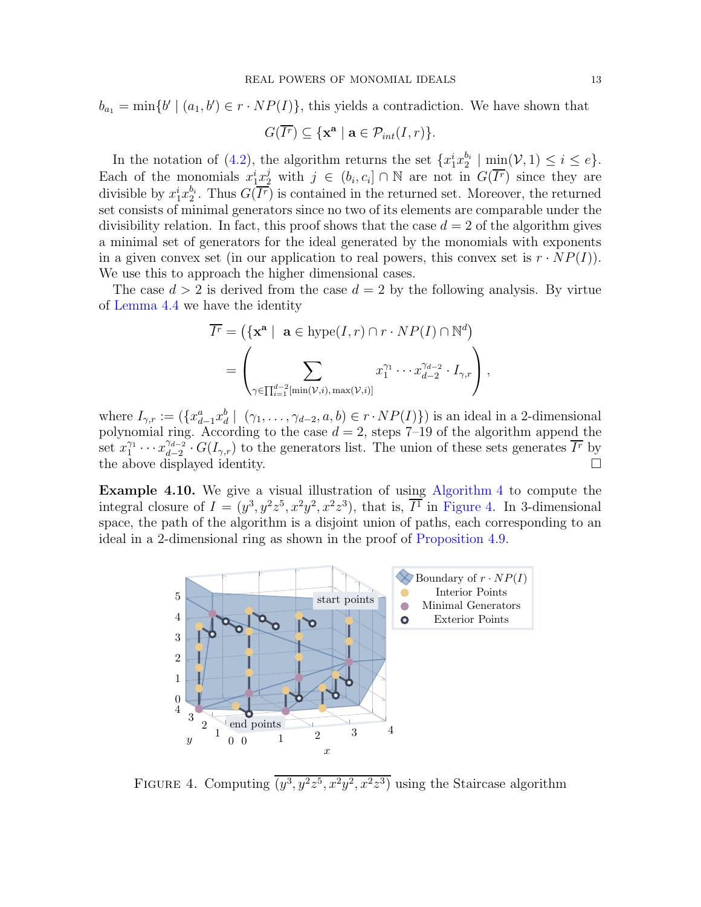$b_{a_1} = \min\{b' \mid (a_1, b') \in r \cdot NP(I)\}$, this yields a contradiction. We have shown that

$$G(\overline{I^r}) \subseteq \{\mathbf{x}^{\mathbf{a}} \mid \mathbf{a} \in \mathcal{P}_{int}(I, r)\}.$$

In the notation of (4.2), the algorithm returns the set $\{x_1^i x_2^{b_i} \mid \min(\mathcal{V}, 1) \leq i \leq e\}$. Each of the monomials $x_1^i x_2^j$ with $j \in (b_i, c_i] \cap \mathbb{N}$ are not in $G(\overline{I^r})$ since they are divisible by $x_1^i x_2^{b_i}$. Thus $G(\overline{I^r})$ is contained in the returned set. Moreover, the returned set consists of minimal generators since no two of its elements are comparable under the divisibility relation. In fact, this proof shows that the case $d = 2$ of the algorithm gives a minimal set of generators for the ideal generated by the monomials with exponents in a given convex set (in our application to real powers, this convex set is $r \cdot NP(I)$). We use this to approach the higher dimensional cases.

The case $d > 2$ is derived from the case $d = 2$ by the following analysis. By virtue of Lemma 4.4 we have the identity

$$\begin{aligned}
\overline{I^r} &= \left(\{\mathbf{x}^{\mathbf{a}} \mid \ \mathbf{a} \in \operatorname{hype}(I, r) \cap r \cdot NP(I) \cap \mathbb{N}^d\right) \\
&= \left( \sum_{\gamma \in \prod_{i=1}^{d-2} [\min(\mathcal{V}, i), \max(\mathcal{V}, i)]} x_1^{\gamma_1} \cdots x_{d-2}^{\gamma_{d-2}} \cdot I_{\gamma, r} \right),
\end{aligned}$$

where $I_{\gamma,r} := (\{x_{d-1}^a x_d^b \mid \ (\gamma_1, \ldots, \gamma_{d-2}, a, b) \in r \cdot NP(I)\})$ is an ideal in a 2-dimensional polynomial ring. According to the case $d = 2$, steps 7–19 of the algorithm append the set $x_1^{\gamma_1} \cdots x_{d-2}^{\gamma_{d-2}} \cdot G(I_{\gamma,r})$ to the generators list. The union of these sets generates $\overline{I^r}$ by the above displayed identity. $\square$

**Example 4.10.** We give a visual illustration of using Algorithm 4 to compute the integral closure of $I = (y^3, y^2 z^5, x^2 y^2, x^2 z^3)$, that is, $\overline{I^1}$ in Figure 4. In 3-dimensional space, the path of the algorithm is a disjoint union of paths, each corresponding to an ideal in a 2-dimensional ring as shown in the proof of Proposition 4.9.

Figure 4. Computing $\overline{(y^3, y^2 z^5, x^2 y^2, x^2 z^3)}$ using the Staircase algorithm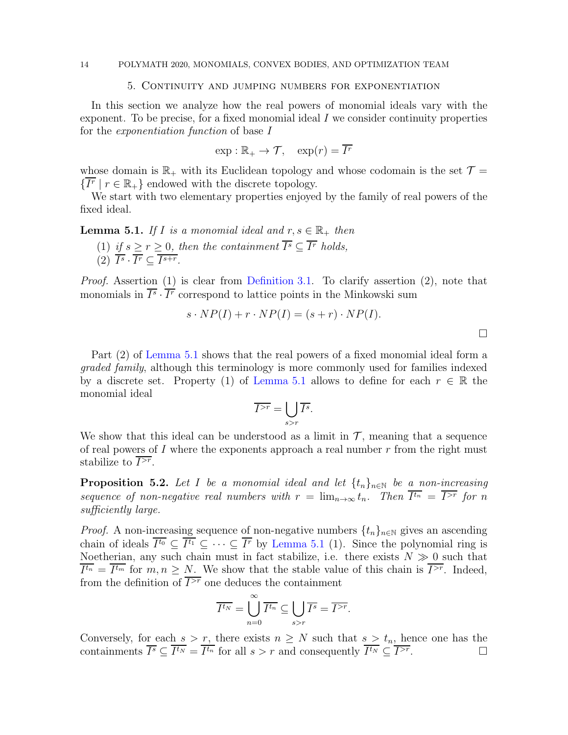## 5. Continuity and jumping numbers for exponentiation

In this section we analyze how the real powers of monomial ideals vary with the exponent. To be precise, for a fixed monomial ideal $I$ we consider continuity properties for the *exponentiation function* of base $I$

$$\exp : \mathbb{R}_+ \to \mathcal{T}, \quad \exp(r) = \overline{I^r}$$

whose domain is $\mathbb{R}_+$ with its Euclidean topology and whose codomain is the set $\mathcal{T} = \{\overline{I^r} \mid r \in \mathbb{R}_+\}$ endowed with the discrete topology.

We start with two elementary properties enjoyed by the family of real powers of the fixed ideal.

**Lemma 5.1.** *If $I$ is a monomial ideal and $r, s \in \mathbb{R}_+$ then*

1. *if $s \geq r \geq 0$, then the containment $\overline{I^s} \subseteq \overline{I^r}$ holds,*
2. *$\overline{I^s} \cdot \overline{I^r} \subseteq \overline{I^{s+r}}$.*

*Proof.* Assertion (1) is clear from Definition 3.1. To clarify assertion (2), note that monomials in $\overline{I^s} \cdot \overline{I^r}$ correspond to lattice points in the Minkowski sum

$$s \cdot NP(I) + r \cdot NP(I) = (s + r) \cdot NP(I).$$

□

Part (2) of Lemma 5.1 shows that the real powers of a fixed monomial ideal form a *graded family*, although this terminology is more commonly used for families indexed by a discrete set. Property (1) of Lemma 5.1 allows to define for each $r \in \mathbb{R}$ the monomial ideal

$$\overline{I^{>r}} = \bigcup_{s>r} \overline{I^s}.$$

We show that this ideal can be understood as a limit in $\mathcal{T}$, meaning that a sequence of real powers of $I$ where the exponents approach a real number $r$ from the right must stabilize to $\overline{I^{>r}}$.

**Proposition 5.2.** *Let $I$ be a monomial ideal and let $\{t_n\}_{n\in\mathbb{N}}$ be a non-increasing sequence of non-negative real numbers with $r = \lim_{n\to\infty} t_n$. Then $\overline{I^{t_n}} = \overline{I^{>r}}$ for $n$ sufficiently large.*

*Proof.* A non-increasing sequence of non-negative numbers $\{t_n\}_{n\in\mathbb{N}}$ gives an ascending chain of ideals $\overline{I^{t_0}} \subseteq \overline{I^{t_1}} \subseteq \cdots \subseteq \overline{I^r}$ by Lemma 5.1 (1). Since the polynomial ring is Noetherian, any such chain must in fact stabilize, i.e. there exists $N \gg 0$ such that $\overline{I^{t_n}} = \overline{I^{t_m}}$ for $m, n \geq N$. We show that the stable value of this chain is $\overline{I^{>r}}$. Indeed, from the definition of $\overline{I^{>r}}$ one deduces the containment

$$\overline{I^{t_N}} = \bigcup_{n=0}^{\infty} \overline{I^{t_n}} \subseteq \bigcup_{s>r} \overline{I^s} = \overline{I^{>r}}.$$

Conversely, for each $s > r$, there exists $n \geq N$ such that $s > t_n$, hence one has the containments $\overline{I^s} \subseteq \overline{I^{t_N}} = \overline{I^{t_n}}$ for all $s > r$ and consequently $\overline{I^{t_N}} \subseteq \overline{I^{>r}}$. □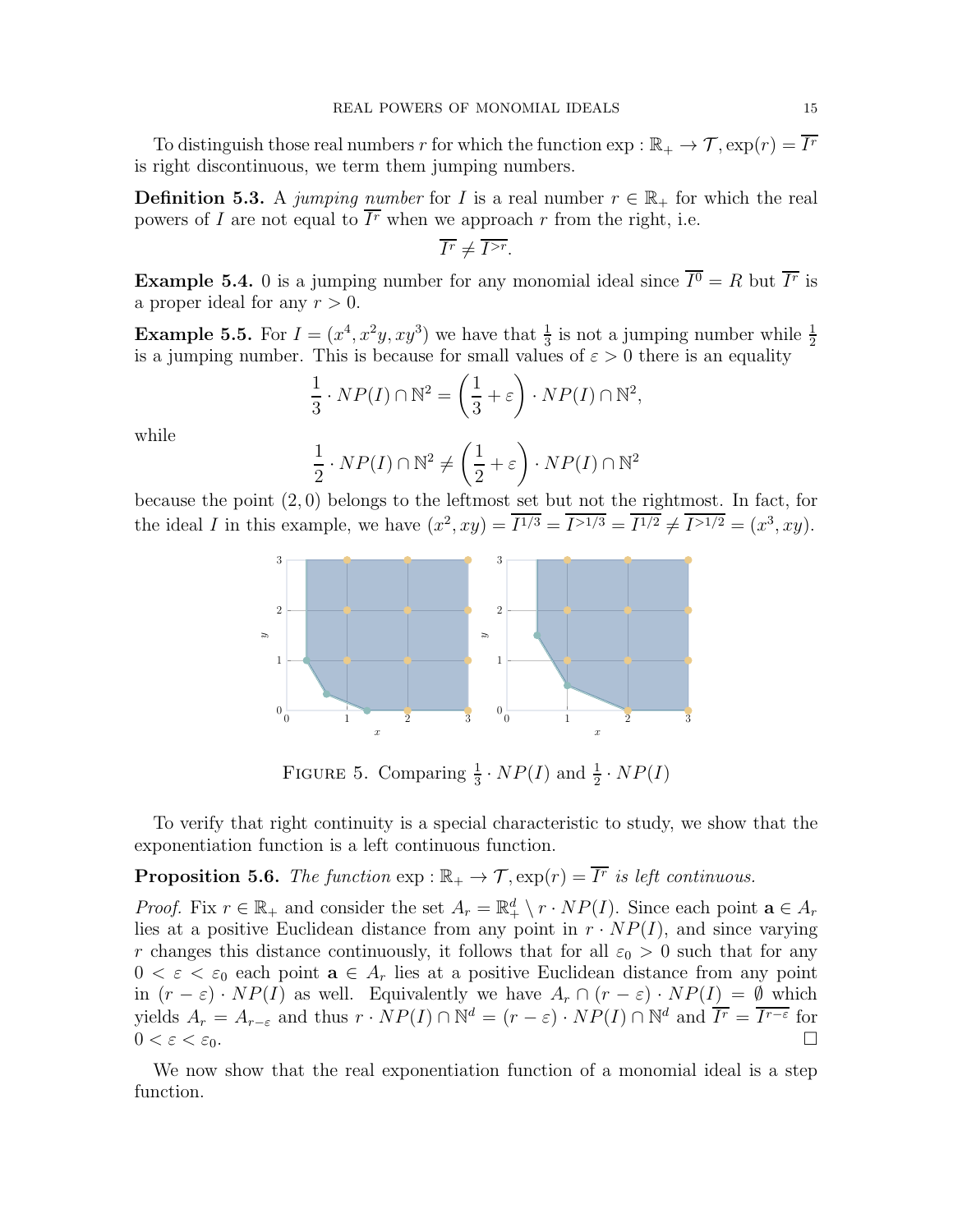To distinguish those real numbers $r$ for which the function $\exp : \mathbb{R}_+ \to \mathcal{T}, \exp(r) = \overline{I^r}$ is right discontinuous, we term them jumping numbers.

**Definition 5.3.** A *jumping number* for $I$ is a real number $r \in \mathbb{R}_+$ for which the real powers of $I$ are not equal to $\overline{I^r}$ when we approach $r$ from the right, i.e.

$$\overline{I^r} \neq \overline{I^{>r}}.$$

**Example 5.4.** 0 is a jumping number for any monomial ideal since $\overline{I^0} = R$ but $\overline{I^r}$ is a proper ideal for any $r > 0$.

**Example 5.5.** For $I = (x^4, x^2y, xy^3)$ we have that $\frac{1}{3}$ is not a jumping number while $\frac{1}{2}$ is a jumping number. This is because for small values of $\varepsilon > 0$ there is an equality

$$\frac{1}{3} \cdot NP(I) \cap \mathbb{N}^2 = \left(\frac{1}{3} + \varepsilon\right) \cdot NP(I) \cap \mathbb{N}^2,$$

while

$$\frac{1}{2} \cdot NP(I) \cap \mathbb{N}^2 \neq \left(\frac{1}{2} + \varepsilon\right) \cdot NP(I) \cap \mathbb{N}^2$$

because the point $(2, 0)$ belongs to the leftmost set but not the rightmost. In fact, for the ideal $I$ in this example, we have $(x^2, xy) = \overline{I^{1/3}} = \overline{I^{>1/3}} = \overline{I^{1/2}} \neq \overline{I^{>1/2}} = (x^3, xy)$.

FIGURE 5. Comparing $\frac{1}{3} \cdot NP(I)$ and $\frac{1}{2} \cdot NP(I)$

To verify that right continuity is a special characteristic to study, we show that the exponentiation function is a left continuous function.

**Proposition 5.6.** *The function* $\exp : \mathbb{R}_+ \to \mathcal{T}, \exp(r) = \overline{I^r}$ *is left continuous.*

*Proof.* Fix $r \in \mathbb{R}_+$ and consider the set $A_r = \mathbb{R}^d_+ \setminus r \cdot NP(I)$. Since each point $\mathbf{a} \in A_r$ lies at a positive Euclidean distance from any point in $r \cdot NP(I)$, and since varying $r$ changes this distance continuously, it follows that for all $\varepsilon_0 > 0$ such that for any $0 < \varepsilon < \varepsilon_0$ each point $\mathbf{a} \in A_r$ lies at a positive Euclidean distance from any point in $(r - \varepsilon) \cdot NP(I)$ as well. Equivalently we have $A_r \cap (r - \varepsilon) \cdot NP(I) = \emptyset$ which yields $A_r = A_{r-\varepsilon}$ and thus $r \cdot NP(I) \cap \mathbb{N}^d = (r - \varepsilon) \cdot NP(I) \cap \mathbb{N}^d$ and $\overline{I^r} = \overline{I^{r-\varepsilon}}$ for $0 < \varepsilon < \varepsilon_0$. $\square$

We now show that the real exponentiation function of a monomial ideal is a step function.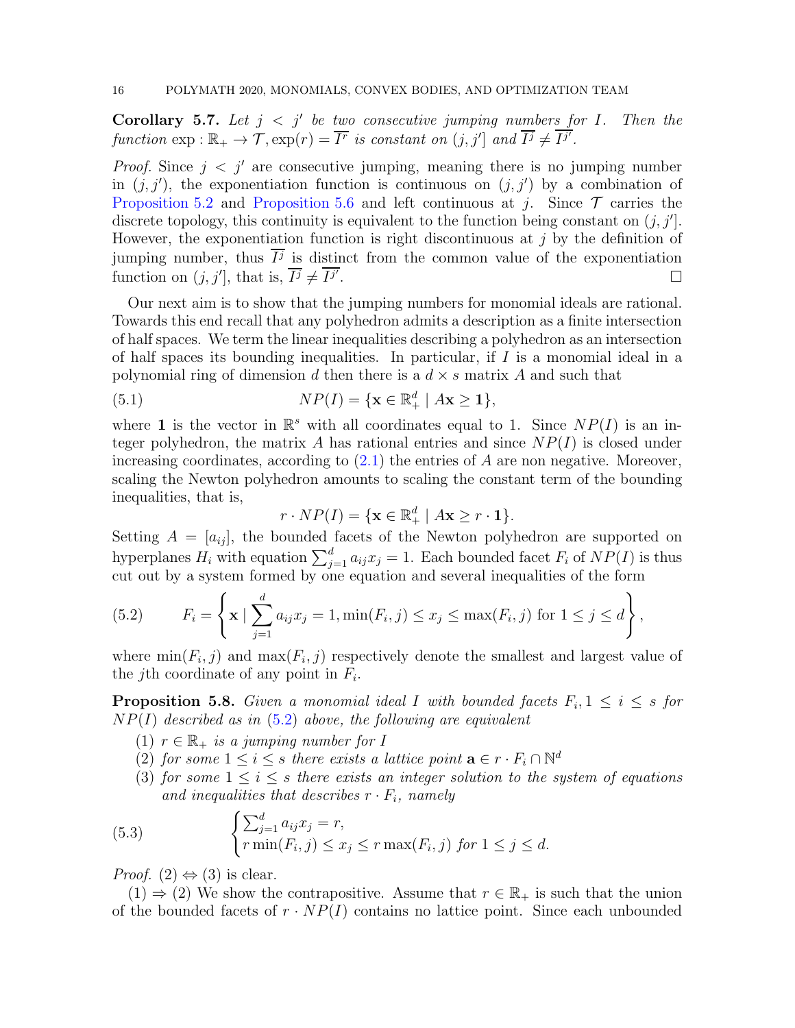**Corollary 5.7.** *Let $j < j'$ be two consecutive jumping numbers for $I$. Then the function $\exp : \mathbb{R}_+ \to \mathcal{T}, \exp(r) = \overline{I^r}$ is constant on $(j, j']$ and $\overline{I^j} \neq \overline{I^{j'}}$.*

*Proof.* Since $j < j'$ are consecutive jumping, meaning there is no jumping number in $(j, j')$, the exponentiation function is continuous on $(j, j')$ by a combination of Proposition 5.2 and Proposition 5.6 and left continuous at $j$. Since $\mathcal{T}$ carries the discrete topology, this continuity is equivalent to the function being constant on $(j, j']$. However, the exponentiation function is right discontinuous at $j$ by the definition of jumping number, thus $\overline{I^j}$ is distinct from the common value of the exponentiation function on $(j, j']$, that is, $\overline{I^j} \neq \overline{I^{j'}}$. □

Our next aim is to show that the jumping numbers for monomial ideals are rational. Towards this end recall that any polyhedron admits a description as a finite intersection of half spaces. We term the linear inequalities describing a polyhedron as an intersection of half spaces its bounding inequalities. In particular, if $I$ is a monomial ideal in a polynomial ring of dimension $d$ then there is a $d \times s$ matrix $A$ and such that

$$NP(I) = \{\mathbf{x} \in \mathbb{R}^d_+ \mid A\mathbf{x} \geq \mathbf{1}\}, \tag{5.1}$$

where $\mathbf{1}$ is the vector in $\mathbb{R}^s$ with all coordinates equal to 1. Since $NP(I)$ is an integer polyhedron, the matrix $A$ has rational entries and since $NP(I)$ is closed under increasing coordinates, according to (2.1) the entries of $A$ are non negative. Moreover, scaling the Newton polyhedron amounts to scaling the constant term of the bounding inequalities, that is,

$$r \cdot NP(I) = \{\mathbf{x} \in \mathbb{R}^d_+ \mid A\mathbf{x} \geq r \cdot \mathbf{1}\}.$$

Setting $A = [a_{ij}]$, the bounded facets of the Newton polyhedron are supported on hyperplanes $H_i$ with equation $\sum_{j=1}^d a_{ij}x_j = 1$. Each bounded facet $F_i$ of $NP(I)$ is thus cut out by a system formed by one equation and several inequalities of the form

$$F_i = \left\{ \mathbf{x} \mid \sum_{j=1}^d a_{ij}x_j = 1, \min(F_i, j) \leq x_j \leq \max(F_i, j) \text{ for } 1 \leq j \leq d \right\}, \tag{5.2}$$

where $\min(F_i, j)$ and $\max(F_i, j)$ respectively denote the smallest and largest value of the $j$th coordinate of any point in $F_i$.

**Proposition 5.8.** *Given a monomial ideal $I$ with bounded facets $F_i, 1 \leq i \leq s$ for $NP(I)$ described as in (5.2) above, the following are equivalent*

1. *$r \in \mathbb{R}_+$ is a jumping number for $I$*
2. *for some $1 \leq i \leq s$ there exists a lattice point $\mathbf{a} \in r \cdot F_i \cap \mathbb{N}^d$*
3. *for some $1 \leq i \leq s$ there exists an integer solution to the system of equations and inequalities that describes $r \cdot F_i$, namely*

$$\begin{cases} \sum_{j=1}^d a_{ij}x_j = r, \\ r\min(F_i, j) \leq x_j \leq r\max(F_i, j) \text{ for } 1 \leq j \leq d. \end{cases} \tag{5.3}$$

*Proof.* (2) ⇔ (3) is clear.

(1) ⇒ (2) We show the contrapositive. Assume that $r \in \mathbb{R}_+$ is such that the union of the bounded facets of $r \cdot NP(I)$ contains no lattice point. Since each unbounded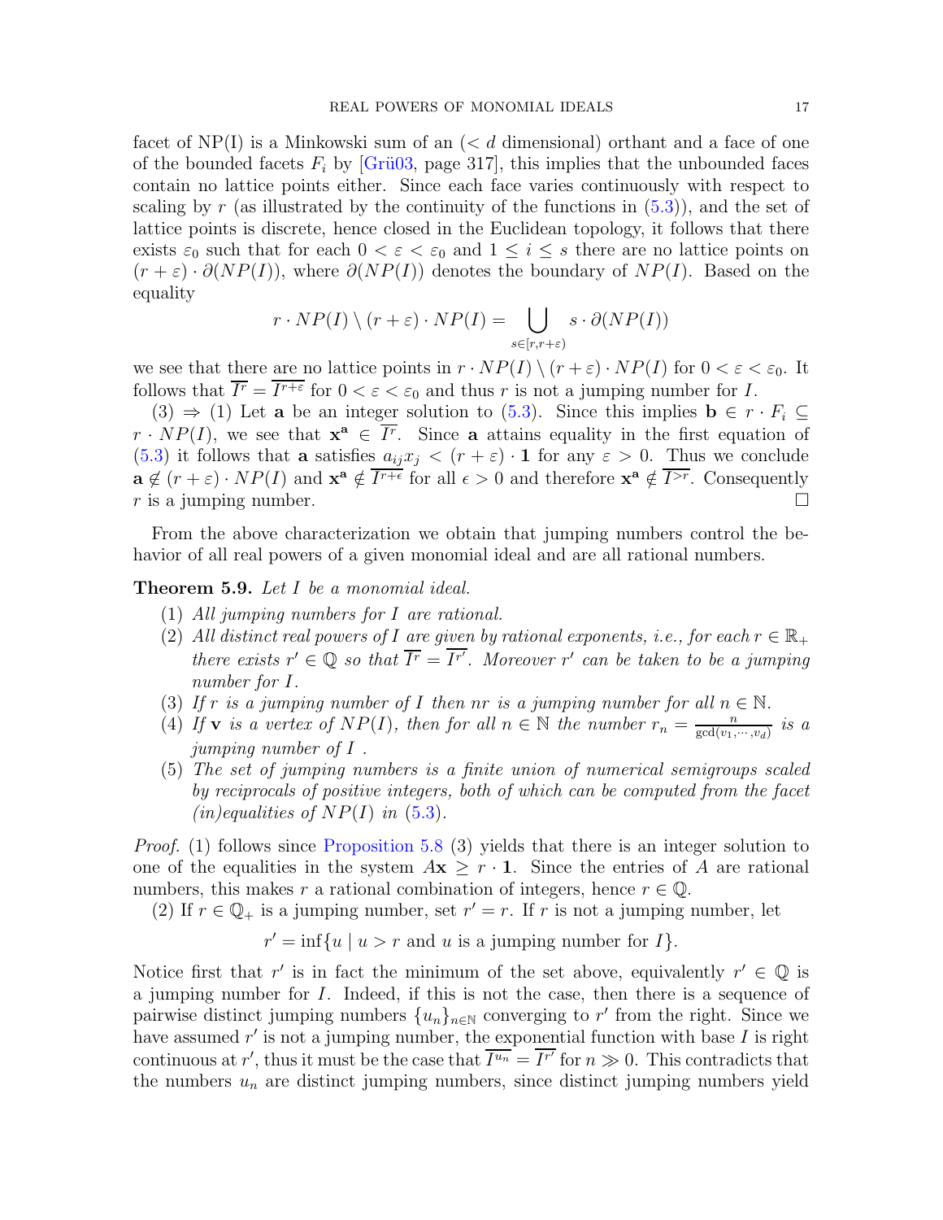facet of NP(I) is a Minkowski sum of an ($< d$ dimensional) orthant and a face of one of the bounded facets $F_i$ by [Grü03, page 317], this implies that the unbounded faces contain no lattice points either. Since each face varies continuously with respect to scaling by $r$ (as illustrated by the continuity of the functions in (5.3)), and the set of lattice points is discrete, hence closed in the Euclidean topology, it follows that there exists $\varepsilon_0$ such that for each $0 < \varepsilon < \varepsilon_0$ and $1 \leq i \leq s$ there are no lattice points on $(r+\varepsilon) \cdot \partial(NP(I))$, where $\partial(NP(I))$ denotes the boundary of $NP(I)$. Based on the equality

$$r \cdot NP(I) \setminus (r+\varepsilon) \cdot NP(I) = \bigcup_{s \in [r, r+\varepsilon)} s \cdot \partial(NP(I))$$

we see that there are no lattice points in $r \cdot NP(I) \setminus (r+\varepsilon) \cdot NP(I)$ for $0 < \varepsilon < \varepsilon_0$. It follows that $\overline{I^r} = \overline{I^{r+\varepsilon}}$ for $0 < \varepsilon < \varepsilon_0$ and thus $r$ is not a jumping number for $I$.

(3) $\Rightarrow$ (1) Let $\mathbf{a}$ be an integer solution to (5.3). Since this implies $\mathbf{b} \in r \cdot F_i \subseteq r \cdot NP(I)$, we see that $\mathbf{x}^{\mathbf{a}} \in \overline{I^r}$. Since $\mathbf{a}$ attains equality in the first equation of (5.3) it follows that $\mathbf{a}$ satisfies $a_{ij}x_j < (r+\varepsilon) \cdot \mathbf{1}$ for any $\varepsilon > 0$. Thus we conclude $\mathbf{a} \notin (r+\varepsilon) \cdot NP(I)$ and $\mathbf{x}^{\mathbf{a}} \notin \overline{I^{r+\epsilon}}$ for all $\epsilon > 0$ and therefore $\mathbf{x}^{\mathbf{a}} \notin \overline{I^{>r}}$. Consequently $r$ is a jumping number. ☐

From the above characterization we obtain that jumping numbers control the behavior of all real powers of a given monomial ideal and are all rational numbers.

**Theorem 5.9.** *Let $I$ be a monomial ideal.*

1. *All jumping numbers for $I$ are rational.*
2. *All distinct real powers of $I$ are given by rational exponents, i.e., for each $r \in \mathbb{R}_+$ there exists $r' \in \mathbb{Q}$ so that $\overline{I^r} = \overline{I^{r'}}$. Moreover $r'$ can be taken to be a jumping number for $I$.*
3. *If $r$ is a jumping number of $I$ then $nr$ is a jumping number for all $n \in \mathbb{N}$.*
4. *If $\mathbf{v}$ is a vertex of $NP(I)$, then for all $n \in \mathbb{N}$ the number $r_n = \frac{n}{\gcd(v_1, \cdots, v_d)}$ is a jumping number of $I$ .*
5. *The set of jumping numbers is a finite union of numerical semigroups scaled by reciprocals of positive integers, both of which can be computed from the facet (in)equalities of $NP(I)$ in (5.3).*

*Proof.* (1) follows since Proposition 5.8 (3) yields that there is an integer solution to one of the equalities in the system $A\mathbf{x} \geq r \cdot \mathbf{1}$. Since the entries of $A$ are rational numbers, this makes $r$ a rational combination of integers, hence $r \in \mathbb{Q}$.

(2) If $r \in \mathbb{Q}_+$ is a jumping number, set $r' = r$. If $r$ is not a jumping number, let

$$r' = \inf\{u \mid u > r \text{ and } u \text{ is a jumping number for } I\}.$$

Notice first that $r'$ is in fact the minimum of the set above, equivalently $r' \in \mathbb{Q}$ is a jumping number for $I$. Indeed, if this is not the case, then there is a sequence of pairwise distinct jumping numbers $\{u_n\}_{n \in \mathbb{N}}$ converging to $r'$ from the right. Since we have assumed $r'$ is not a jumping number, the exponential function with base $I$ is right continuous at $r'$, thus it must be the case that $\overline{I^{u_n}} = \overline{I^{r'}}$ for $n \gg 0$. This contradicts that the numbers $u_n$ are distinct jumping numbers, since distinct jumping numbers yield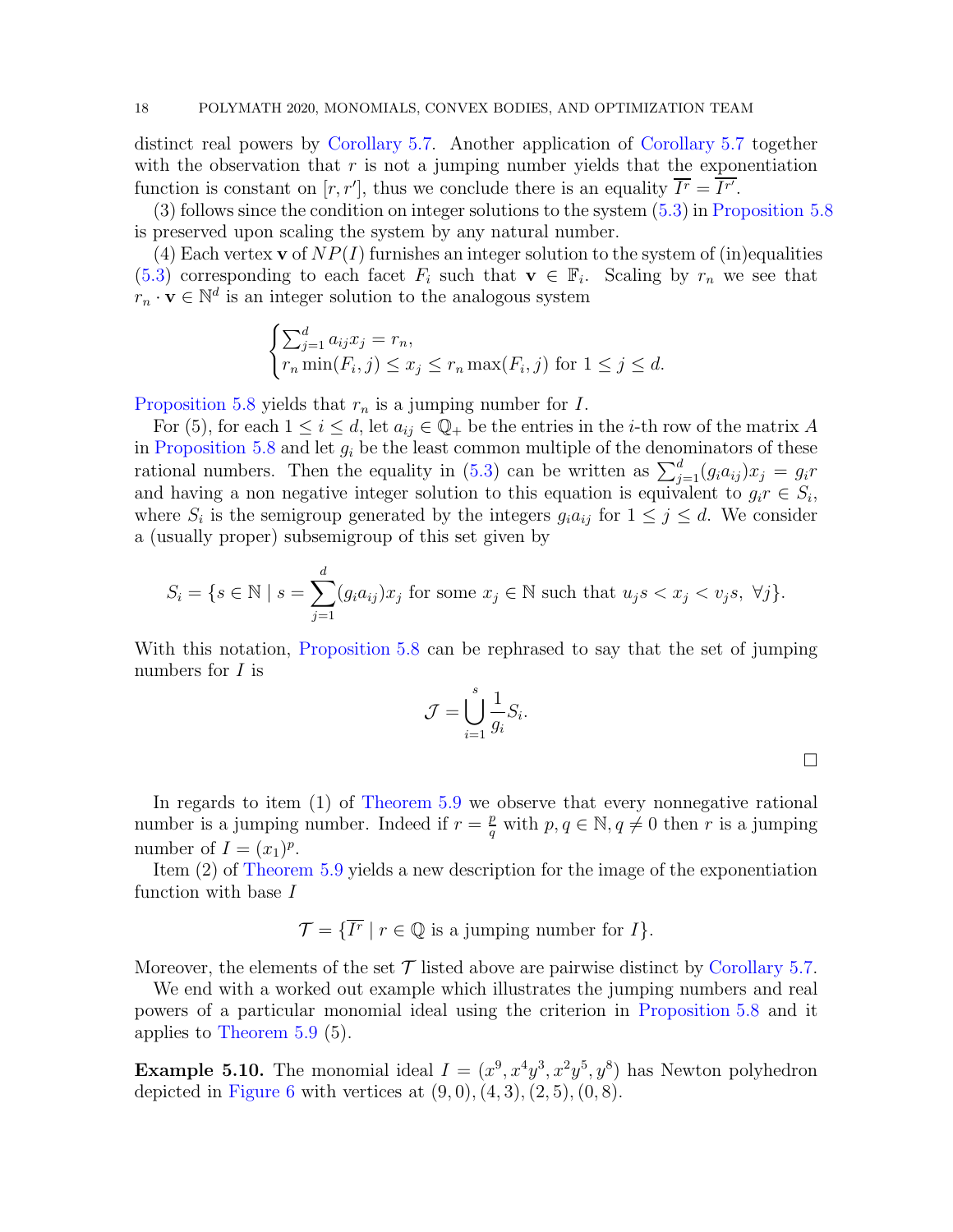distinct real powers by Corollary 5.7. Another application of Corollary 5.7 together with the observation that $r$ is not a jumping number yields that the exponentiation function is constant on $[r, r']$, thus we conclude there is an equality $\overline{I^r} = \overline{I^{r'}}$.

(3) follows since the condition on integer solutions to the system (5.3) in Proposition 5.8 is preserved upon scaling the system by any natural number.

(4) Each vertex $\mathbf{v}$ of $NP(I)$ furnishes an integer solution to the system of (in)equalities (5.3) corresponding to each facet $F_i$ such that $\mathbf{v} \in \mathbb{F}_i$. Scaling by $r_n$ we see that $r_n \cdot \mathbf{v} \in \mathbb{N}^d$ is an integer solution to the analogous system

$$\begin{cases} \sum_{j=1}^d a_{ij} x_j = r_n, \\ r_n \min(F_i, j) \leq x_j \leq r_n \max(F_i, j) \text{ for } 1 \leq j \leq d. \end{cases}$$

Proposition 5.8 yields that $r_n$ is a jumping number for $I$.

For (5), for each $1 \leq i \leq d$, let $a_{ij} \in \mathbb{Q}_+$ be the entries in the $i$-th row of the matrix $A$ in Proposition 5.8 and let $g_i$ be the least common multiple of the denominators of these rational numbers. Then the equality in (5.3) can be written as $\sum_{j=1}^d (g_i a_{ij}) x_j = g_i r$ and having a non negative integer solution to this equation is equivalent to $g_i r \in S_i$, where $S_i$ is the semigroup generated by the integers $g_i a_{ij}$ for $1 \leq j \leq d$. We consider a (usually proper) subsemigroup of this set given by

$$S_i = \{s \in \mathbb{N} \mid s = \sum_{j=1}^d (g_i a_{ij}) x_j \text{ for some } x_j \in \mathbb{N} \text{ such that } u_j s < x_j < v_j s, \ \forall j\}.$$

With this notation, Proposition 5.8 can be rephrased to say that the set of jumping numbers for $I$ is

$$\mathcal{J} = \bigcup_{i=1}^s \frac{1}{g_i} S_i.$$

□

In regards to item (1) of Theorem 5.9 we observe that every nonnegative rational number is a jumping number. Indeed if $r = \frac{p}{q}$ with $p, q \in \mathbb{N}, q \neq 0$ then $r$ is a jumping number of $I = (x_1)^p$.

Item (2) of Theorem 5.9 yields a new description for the image of the exponentiation function with base $I$

$$\mathcal{T} = \{\overline{I^r} \mid r \in \mathbb{Q} \text{ is a jumping number for } I\}.$$

Moreover, the elements of the set $\mathcal{T}$ listed above are pairwise distinct by Corollary 5.7.

We end with a worked out example which illustrates the jumping numbers and real powers of a particular monomial ideal using the criterion in Proposition 5.8 and it applies to Theorem 5.9 (5).

**Example 5.10.** The monomial ideal $I = (x^9, x^4y^3, x^2y^5, y^8)$ has Newton polyhedron depicted in Figure 6 with vertices at $(9, 0), (4, 3), (2, 5), (0, 8)$.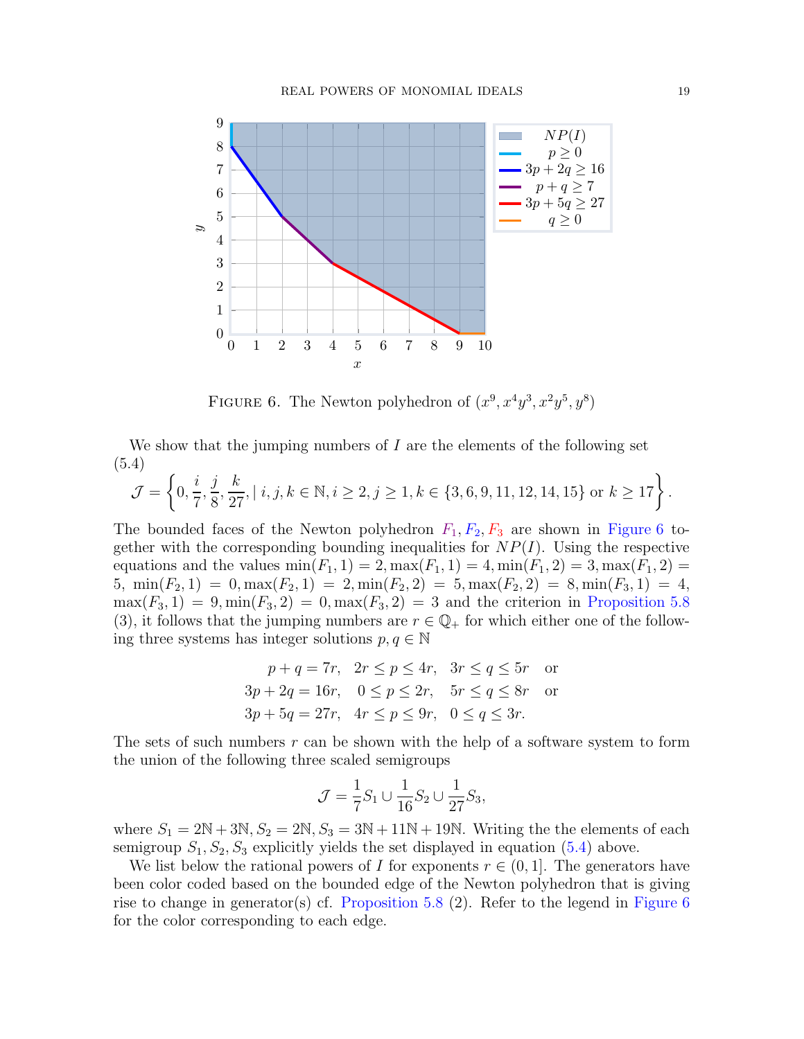FIGURE 6. The Newton polyhedron of $(x^9, x^4y^3, x^2y^5, y^8)$

We show that the jumping numbers of $I$ are the elements of the following set
(5.4)

$$\mathcal{J} = \left\{0, \frac{i}{7}, \frac{j}{8}, \frac{k}{27}, \mid i,j,k \in \mathbb{N}, i \geq 2, j \geq 1, k \in \{3,6,9,11,12,14,15\} \text{ or } k \geq 17\right\}.$$

The bounded faces of the Newton polyhedron $F_1, F_2, F_3$ are shown in Figure 6 together with the corresponding bounding inequalities for $NP(I)$. Using the respective equations and the values $\min(F_1, 1) = 2, \max(F_1, 1) = 4, \min(F_1, 2) = 3, \max(F_1, 2) = 5$, $\min(F_2, 1) = 0, \max(F_2, 1) = 2, \min(F_2, 2) = 5, \max(F_2, 2) = 8, \min(F_3, 1) = 4$, $\max(F_3, 1) = 9, \min(F_3, 2) = 0, \max(F_3, 2) = 3$ and the criterion in Proposition 5.8 (3), it follows that the jumping numbers are $r \in \mathbb{Q}_+$ for which either one of the following three systems has integer solutions $p, q \in \mathbb{N}$

$$\begin{aligned}
p + q = 7r, \quad 2r \leq p \leq 4r, \quad 3r \leq q \leq 5r \quad \text{or} \\
3p + 2q = 16r, \quad 0 \leq p \leq 2r, \quad 5r \leq q \leq 8r \quad \text{or} \\
3p + 5q = 27r, \quad 4r \leq p \leq 9r, \quad 0 \leq q \leq 3r.
\end{aligned}$$

The sets of such numbers $r$ can be shown with the help of a software system to form the union of the following three scaled semigroups

$$\mathcal{J} = \frac{1}{7}S_1 \cup \frac{1}{16}S_2 \cup \frac{1}{27}S_3,$$

where $S_1 = 2\mathbb{N} + 3\mathbb{N}, S_2 = 2\mathbb{N}, S_3 = 3\mathbb{N} + 11\mathbb{N} + 19\mathbb{N}$. Writing the the elements of each semigroup $S_1, S_2, S_3$ explicitly yields the set displayed in equation (5.4) above.

We list below the rational powers of $I$ for exponents $r \in (0, 1]$. The generators have been color coded based on the bounded edge of the Newton polyhedron that is giving rise to change in generator(s) cf. Proposition 5.8 (2). Refer to the legend in Figure 6 for the color corresponding to each edge.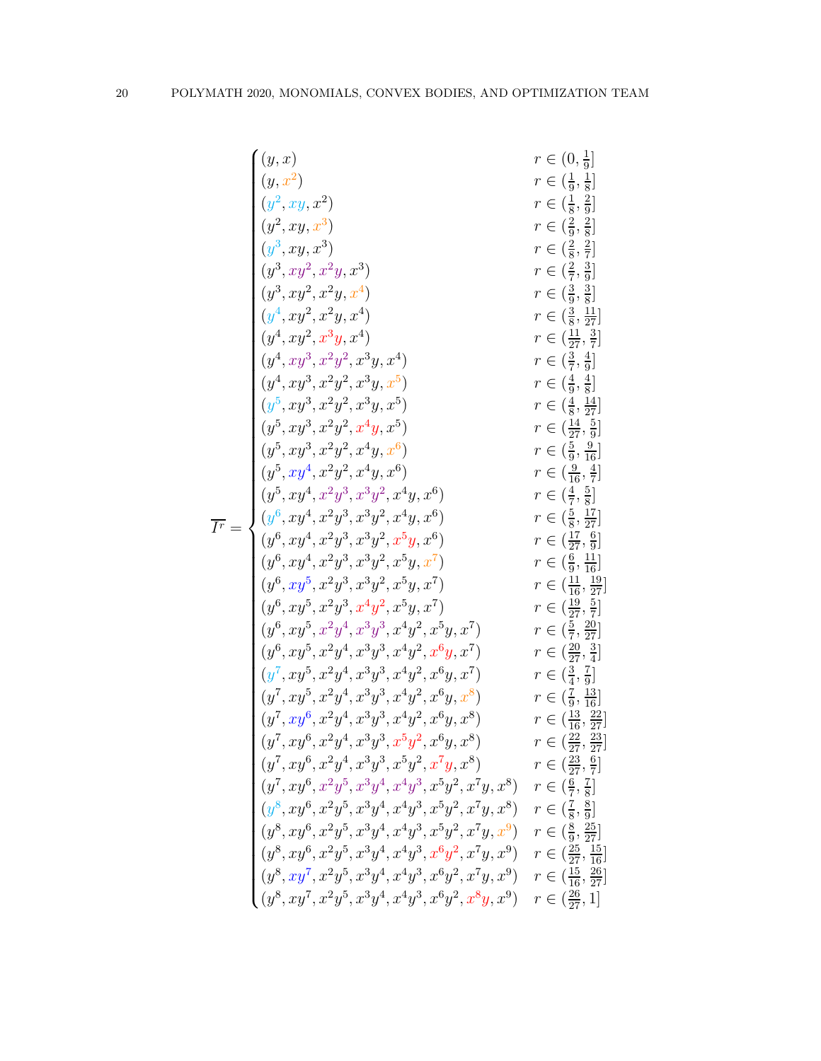$$
\overline{I^r} = \begin{cases}
(y, x) & r \in (0, \frac{1}{9}] \\
(y, x^2) & r \in (\frac{1}{9}, \frac{1}{8}] \\
(y^2, xy, x^2) & r \in (\frac{1}{8}, \frac{2}{9}] \\
(y^2, xy, x^3) & r \in (\frac{2}{9}, \frac{2}{8}] \\
(y^3, xy, x^3) & r \in (\frac{2}{8}, \frac{2}{7}] \\
(y^3, xy^2, x^2y, x^3) & r \in (\frac{2}{7}, \frac{3}{9}] \\
(y^3, xy^2, x^2y, x^4) & r \in (\frac{3}{9}, \frac{3}{8}] \\
(y^4, xy^2, x^2y, x^4) & r \in (\frac{3}{8}, \frac{11}{27}] \\
(y^4, xy^2, x^3y, x^4) & r \in (\frac{11}{27}, \frac{3}{7}] \\
(y^4, xy^3, x^2y^2, x^3y, x^4) & r \in (\frac{3}{7}, \frac{4}{9}] \\
(y^4, xy^3, x^2y^2, x^3y, x^5) & r \in (\frac{4}{9}, \frac{4}{8}] \\
(y^5, xy^3, x^2y^2, x^3y, x^5) & r \in (\frac{4}{8}, \frac{14}{27}] \\
(y^5, xy^3, x^2y^2, x^4y, x^5) & r \in (\frac{14}{27}, \frac{5}{9}] \\
(y^5, xy^3, x^2y^2, x^4y, x^6) & r \in (\frac{5}{9}, \frac{9}{16}] \\
(y^5, xy^4, x^2y^2, x^4y, x^6) & r \in (\frac{9}{16}, \frac{4}{7}] \\
(y^5, xy^4, x^2y^3, x^3y^2, x^4y, x^6) & r \in (\frac{4}{7}, \frac{5}{8}] \\
(y^6, xy^4, x^2y^3, x^3y^2, x^4y, x^6) & r \in (\frac{5}{8}, \frac{17}{27}] \\
(y^6, xy^4, x^2y^3, x^3y^2, x^5y, x^6) & r \in (\frac{17}{27}, \frac{6}{9}] \\
(y^6, xy^4, x^2y^3, x^3y^2, x^5y, x^7) & r \in (\frac{6}{9}, \frac{11}{16}] \\
(y^6, xy^5, x^2y^3, x^3y^2, x^5y, x^7) & r \in (\frac{11}{16}, \frac{19}{27}] \\
(y^6, xy^5, x^2y^3, x^4y^2, x^5y, x^7) & r \in (\frac{19}{27}, \frac{5}{7}] \\
(y^6, xy^5, x^2y^4, x^3y^3, x^4y^2, x^5y, x^7) & r \in (\frac{5}{7}, \frac{20}{27}] \\
(y^6, xy^5, x^2y^4, x^3y^3, x^4y^2, x^6y, x^7) & r \in (\frac{20}{27}, \frac{3}{4}] \\
(y^7, xy^5, x^2y^4, x^3y^3, x^4y^2, x^6y, x^7) & r \in (\frac{3}{4}, \frac{7}{9}] \\
(y^7, xy^5, x^2y^4, x^3y^3, x^4y^2, x^6y, x^8) & r \in (\frac{7}{9}, \frac{13}{16}] \\
(y^7, xy^6, x^2y^4, x^3y^3, x^4y^2, x^6y, x^8) & r \in (\frac{13}{16}, \frac{22}{27}] \\
(y^7, xy^6, x^2y^4, x^3y^3, x^5y^2, x^6y, x^8) & r \in (\frac{22}{27}, \frac{23}{27}] \\
(y^7, xy^6, x^2y^4, x^3y^3, x^5y^2, x^7y, x^8) & r \in (\frac{23}{27}, \frac{6}{7}] \\
(y^7, xy^6, x^2y^5, x^3y^4, x^4y^3, x^5y^2, x^7y, x^8) & r \in (\frac{6}{7}, \frac{7}{8}] \\
(y^8, xy^6, x^2y^5, x^3y^4, x^4y^3, x^5y^2, x^7y, x^8) & r \in (\frac{7}{8}, \frac{8}{9}] \\
(y^8, xy^6, x^2y^5, x^3y^4, x^4y^3, x^5y^2, x^7y, x^9) & r \in (\frac{8}{9}, \frac{25}{27}] \\
(y^8, xy^6, x^2y^5, x^3y^4, x^4y^3, x^6y^2, x^7y, x^9) & r \in (\frac{25}{27}, \frac{15}{16}] \\
(y^8, xy^7, x^2y^5, x^3y^4, x^4y^3, x^6y^2, x^7y, x^9) & r \in (\frac{15}{16}, \frac{26}{27}] \\
(y^8, xy^7, x^2y^5, x^3y^4, x^4y^3, x^6y^2, x^8y, x^9) & r \in (\frac{26}{27}, 1]
\end{cases}
$$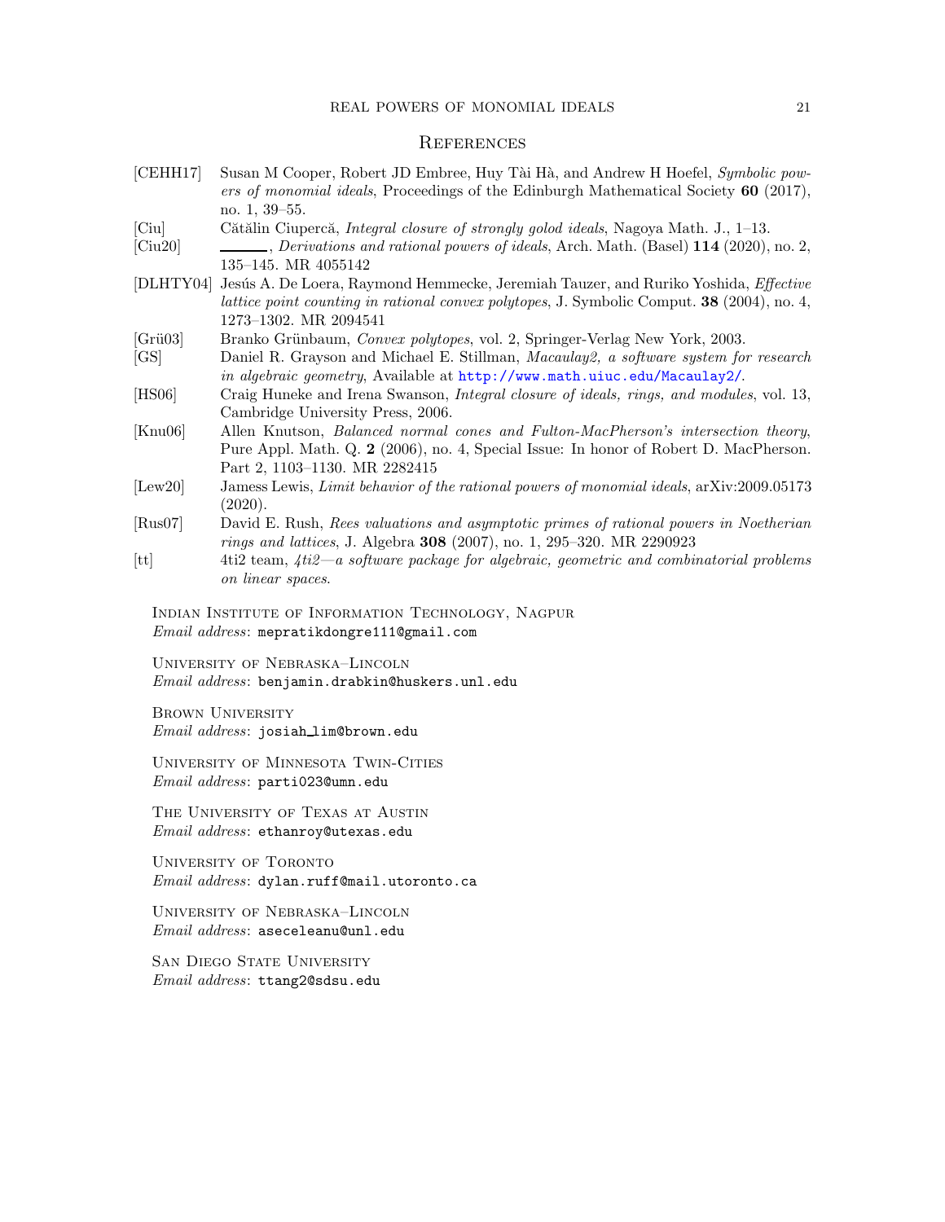## References

[CEHH17] Susan M Cooper, Robert JD Embree, Huy Tài Hà, and Andrew H Hoefel, *Symbolic powers of monomial ideals*, Proceedings of the Edinburgh Mathematical Society **60** (2017), no. 1, 39–55.

[Ciu] Cătălin Ciupercă, *Integral closure of strongly golod ideals*, Nagoya Math. J., 1–13.

[Ciu20] ———, *Derivations and rational powers of ideals*, Arch. Math. (Basel) **114** (2020), no. 2, 135–145. MR 4055142

[DLHTY04] Jesús A. De Loera, Raymond Hemmecke, Jeremiah Tauzer, and Ruriko Yoshida, *Effective lattice point counting in rational convex polytopes*, J. Symbolic Comput. **38** (2004), no. 4, 1273–1302. MR 2094541

[Grü03] Branko Grünbaum, *Convex polytopes*, vol. 2, Springer-Verlag New York, 2003.

[GS] Daniel R. Grayson and Michael E. Stillman, *Macaulay2, a software system for research in algebraic geometry*, Available at http://www.math.uiuc.edu/Macaulay2/.

[HS06] Craig Huneke and Irena Swanson, *Integral closure of ideals, rings, and modules*, vol. 13, Cambridge University Press, 2006.

[Knu06] Allen Knutson, *Balanced normal cones and Fulton-MacPherson's intersection theory*, Pure Appl. Math. Q. **2** (2006), no. 4, Special Issue: In honor of Robert D. MacPherson. Part 2, 1103–1130. MR 2282415

[Lew20] Jamess Lewis, *Limit behavior of the rational powers of monomial ideals*, arXiv:2009.05173 (2020).

[Rus07] David E. Rush, *Rees valuations and asymptotic primes of rational powers in Noetherian rings and lattices*, J. Algebra **308** (2007), no. 1, 295–320. MR 2290923

[tt] 4ti2 team, *4ti2—a software package for algebraic, geometric and combinatorial problems on linear spaces*.

Indian Institute of Information Technology, Nagpur
*Email address*: mepratikdongre111@gmail.com

University of Nebraska–Lincoln
*Email address*: benjamin.drabkin@huskers.unl.edu

Brown University
*Email address*: josiah_lim@brown.edu

University of Minnesota Twin-Cities
*Email address*: parti023@umn.edu

The University of Texas at Austin
*Email address*: ethanroy@utexas.edu

University of Toronto
*Email address*: dylan.ruff@mail.utoronto.ca

University of Nebraska–Lincoln
*Email address*: aseceleanu@unl.edu

San Diego State University
*Email address*: ttang2@sdsu.edu